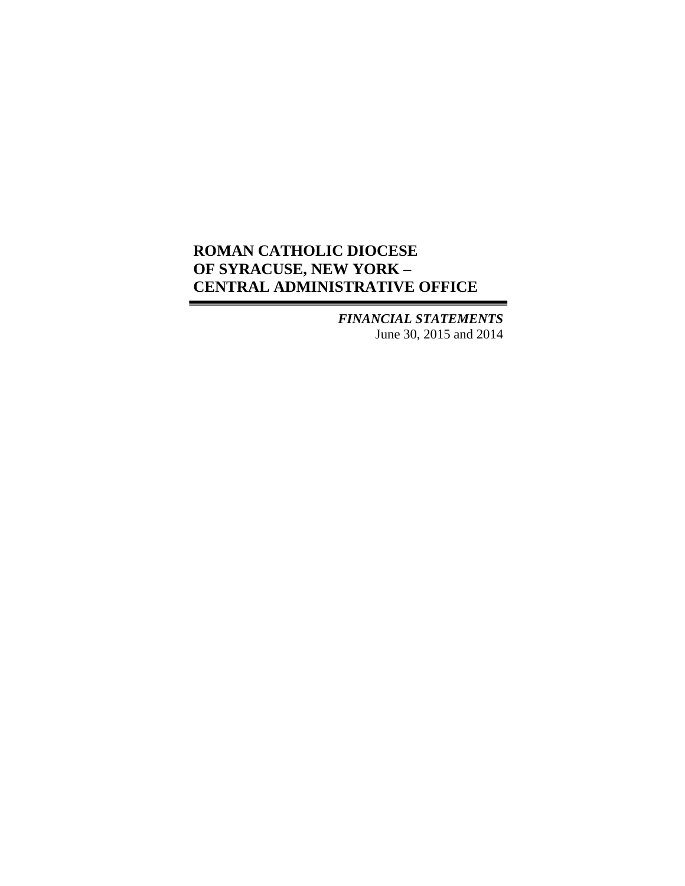# ROMAN CATHOLIC DIOCESE OF SYRACUSE, NEW YORK – CENTRAL ADMINISTRATIVE OFFICE

***FINANCIAL STATEMENTS***

June 30, 2015 and 2014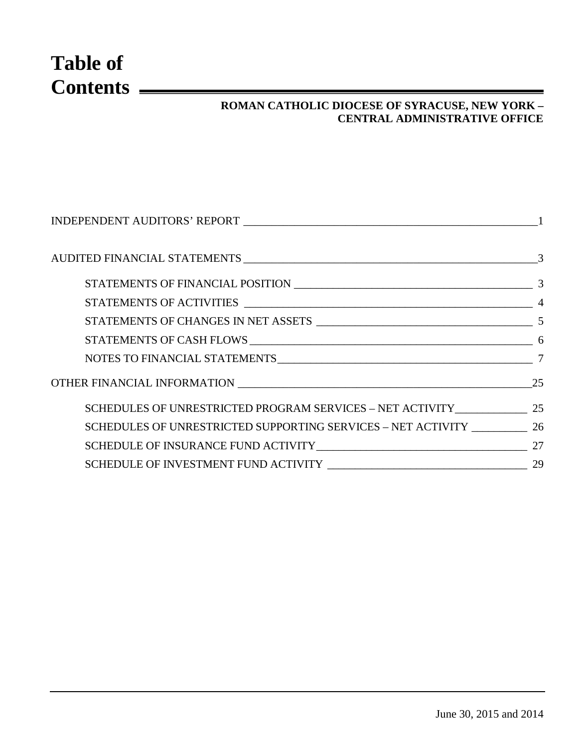# Table of Contents

**ROMAN CATHOLIC DIOCESE OF SYRACUSE, NEW YORK – CENTRAL ADMINISTRATIVE OFFICE**

| | |
|---|---|
| INDEPENDENT AUDITORS' REPORT | 1 |
| AUDITED FINANCIAL STATEMENTS | 3 |
| STATEMENTS OF FINANCIAL POSITION | 3 |
| STATEMENTS OF ACTIVITIES | 4 |
| STATEMENTS OF CHANGES IN NET ASSETS | 5 |
| STATEMENTS OF CASH FLOWS | 6 |
| NOTES TO FINANCIAL STATEMENTS | 7 |
| OTHER FINANCIAL INFORMATION | 25 |
| SCHEDULES OF UNRESTRICTED PROGRAM SERVICES – NET ACTIVITY | 25 |
| SCHEDULES OF UNRESTRICTED SUPPORTING SERVICES – NET ACTIVITY | 26 |
| SCHEDULE OF INSURANCE FUND ACTIVITY | 27 |
| SCHEDULE OF INVESTMENT FUND ACTIVITY | 29 |

June 30, 2015 and 2014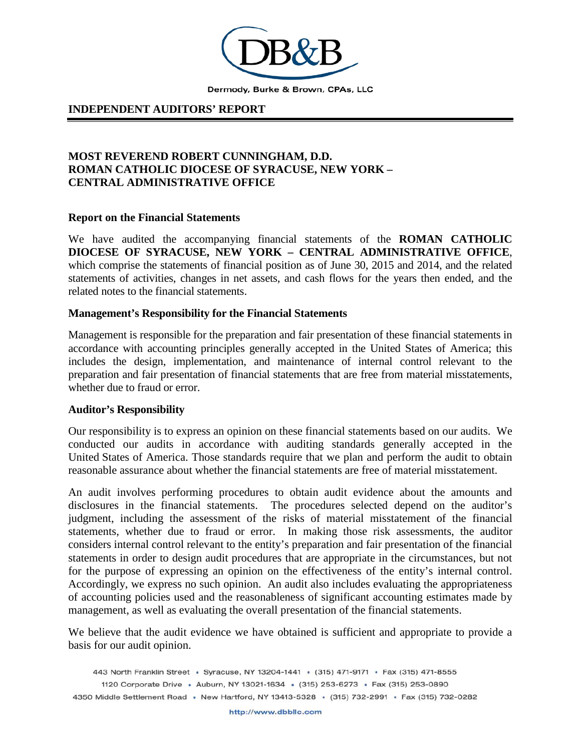DB&B

Dermody, Burke & Brown, CPAs, LLC

## INDEPENDENT AUDITORS' REPORT

**MOST REVEREND ROBERT CUNNINGHAM, D.D.**
**ROMAN CATHOLIC DIOCESE OF SYRACUSE, NEW YORK –**
**CENTRAL ADMINISTRATIVE OFFICE**

### Report on the Financial Statements

We have audited the accompanying financial statements of the **ROMAN CATHOLIC DIOCESE OF SYRACUSE, NEW YORK – CENTRAL ADMINISTRATIVE OFFICE**, which comprise the statements of financial position as of June 30, 2015 and 2014, and the related statements of activities, changes in net assets, and cash flows for the years then ended, and the related notes to the financial statements.

### Management's Responsibility for the Financial Statements

Management is responsible for the preparation and fair presentation of these financial statements in accordance with accounting principles generally accepted in the United States of America; this includes the design, implementation, and maintenance of internal control relevant to the preparation and fair presentation of financial statements that are free from material misstatements, whether due to fraud or error.

### Auditor's Responsibility

Our responsibility is to express an opinion on these financial statements based on our audits. We conducted our audits in accordance with auditing standards generally accepted in the United States of America. Those standards require that we plan and perform the audit to obtain reasonable assurance about whether the financial statements are free of material misstatement.

An audit involves performing procedures to obtain audit evidence about the amounts and disclosures in the financial statements. The procedures selected depend on the auditor's judgment, including the assessment of the risks of material misstatement of the financial statements, whether due to fraud or error. In making those risk assessments, the auditor considers internal control relevant to the entity's preparation and fair presentation of the financial statements in order to design audit procedures that are appropriate in the circumstances, but not for the purpose of expressing an opinion on the effectiveness of the entity's internal control. Accordingly, we express no such opinion. An audit also includes evaluating the appropriateness of accounting policies used and the reasonableness of significant accounting estimates made by management, as well as evaluating the overall presentation of the financial statements.

We believe that the audit evidence we have obtained is sufficient and appropriate to provide a basis for our audit opinion.

443 North Franklin Street • Syracuse, NY 13204-1441 • (315) 471-9171 • Fax (315) 471-8555
1120 Corporate Drive • Auburn, NY 13021-1634 • (315) 253-6273 • Fax (315) 253-0890
4350 Middle Settlement Road • New Hartford, NY 13413-5328 • (315) 732-2991 • Fax (315) 732-0282

http://www.dbbllc.com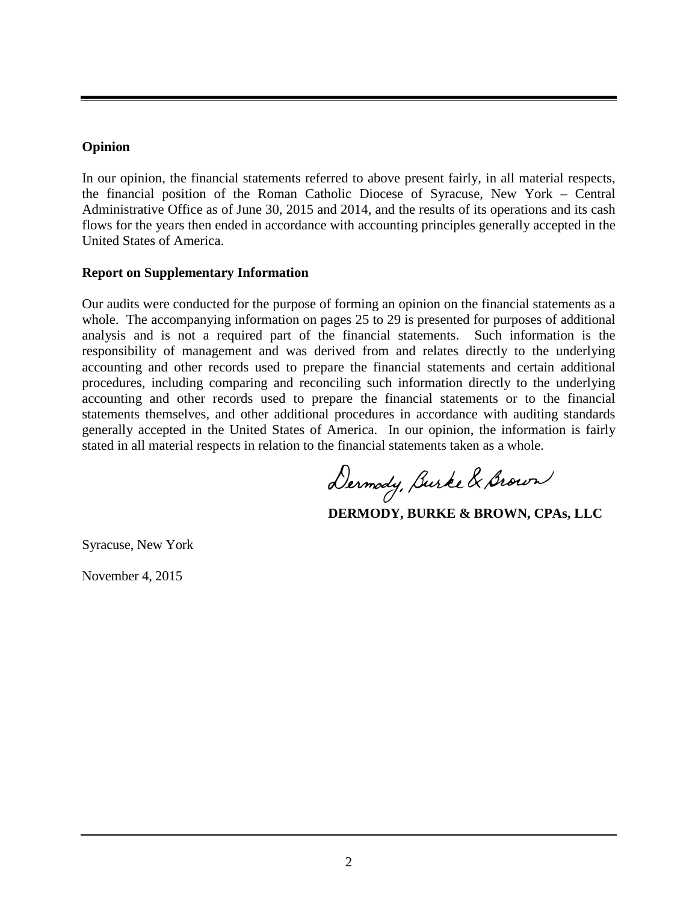**Opinion**

In our opinion, the financial statements referred to above present fairly, in all material respects, the financial position of the Roman Catholic Diocese of Syracuse, New York – Central Administrative Office as of June 30, 2015 and 2014, and the results of its operations and its cash flows for the years then ended in accordance with accounting principles generally accepted in the United States of America.

**Report on Supplementary Information**

Our audits were conducted for the purpose of forming an opinion on the financial statements as a whole. The accompanying information on pages 25 to 29 is presented for purposes of additional analysis and is not a required part of the financial statements. Such information is the responsibility of management and was derived from and relates directly to the underlying accounting and other records used to prepare the financial statements and certain additional procedures, including comparing and reconciling such information directly to the underlying accounting and other records used to prepare the financial statements or to the financial statements themselves, and other additional procedures in accordance with auditing standards generally accepted in the United States of America. In our opinion, the information is fairly stated in all material respects in relation to the financial statements taken as a whole.

Dermody, Burke & Brown

**DERMODY, BURKE & BROWN, CPAs, LLC**

Syracuse, New York

November 4, 2015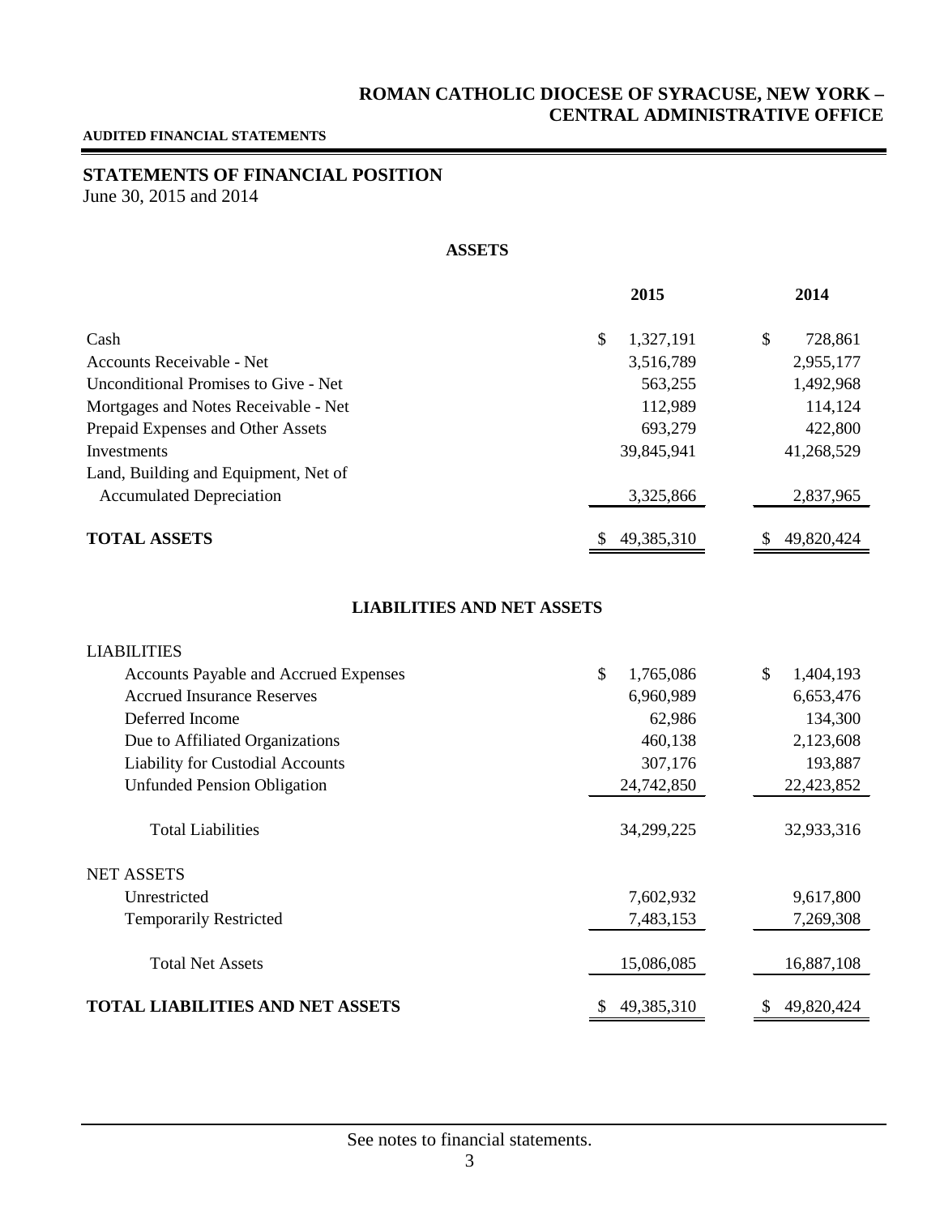# ROMAN CATHOLIC DIOCESE OF SYRACUSE, NEW YORK – CENTRAL ADMINISTRATIVE OFFICE

**AUDITED FINANCIAL STATEMENTS**

## STATEMENTS OF FINANCIAL POSITION

June 30, 2015 and 2014

### ASSETS

| | 2015 | 2014 |
|---|---|---|
| Cash | $ 1,327,191 | $ 728,861 |
| Accounts Receivable - Net | 3,516,789 | 2,955,177 |
| Unconditional Promises to Give - Net | 563,255 | 1,492,968 |
| Mortgages and Notes Receivable - Net | 112,989 | 114,124 |
| Prepaid Expenses and Other Assets | 693,279 | 422,800 |
| Investments | 39,845,941 | 41,268,529 |
| Land, Building and Equipment, Net of Accumulated Depreciation | 3,325,866 | 2,837,965 |
| **TOTAL ASSETS** | $ 49,385,310 | $ 49,820,424 |

### LIABILITIES AND NET ASSETS

| | 2015 | 2014 |
|---|---|---|
| LIABILITIES | | |
| Accounts Payable and Accrued Expenses | $ 1,765,086 | $ 1,404,193 |
| Accrued Insurance Reserves | 6,960,989 | 6,653,476 |
| Deferred Income | 62,986 | 134,300 |
| Due to Affiliated Organizations | 460,138 | 2,123,608 |
| Liability for Custodial Accounts | 307,176 | 193,887 |
| Unfunded Pension Obligation | 24,742,850 | 22,423,852 |
| Total Liabilities | 34,299,225 | 32,933,316 |
| NET ASSETS | | |
| Unrestricted | 7,602,932 | 9,617,800 |
| Temporarily Restricted | 7,483,153 | 7,269,308 |
| Total Net Assets | 15,086,085 | 16,887,108 |
| **TOTAL LIABILITIES AND NET ASSETS** | $ 49,385,310 | $ 49,820,424 |

See notes to financial statements.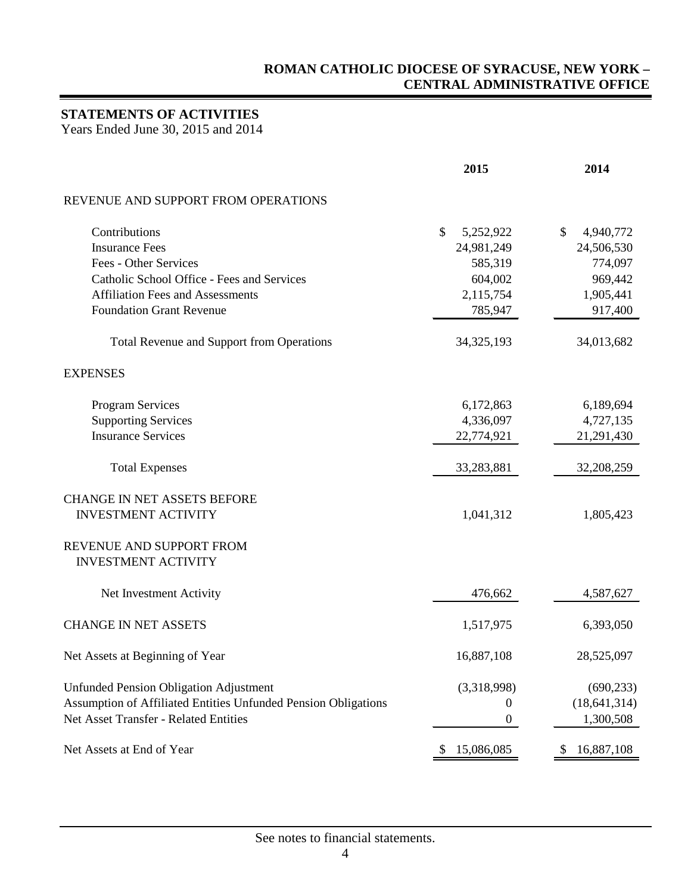## ROMAN CATHOLIC DIOCESE OF SYRACUSE, NEW YORK – CENTRAL ADMINISTRATIVE OFFICE

### STATEMENTS OF ACTIVITIES

Years Ended June 30, 2015 and 2014

| | 2015 | 2014 |
|---|---|---|
| REVENUE AND SUPPORT FROM OPERATIONS | | |
| Contributions | $ 5,252,922 | $ 4,940,772 |
| Insurance Fees | 24,981,249 | 24,506,530 |
| Fees - Other Services | 585,319 | 774,097 |
| Catholic School Office - Fees and Services | 604,002 | 969,442 |
| Affiliation Fees and Assessments | 2,115,754 | 1,905,441 |
| Foundation Grant Revenue | 785,947 | 917,400 |
| Total Revenue and Support from Operations | 34,325,193 | 34,013,682 |
| EXPENSES | | |
| Program Services | 6,172,863 | 6,189,694 |
| Supporting Services | 4,336,097 | 4,727,135 |
| Insurance Services | 22,774,921 | 21,291,430 |
| Total Expenses | 33,283,881 | 32,208,259 |
| CHANGE IN NET ASSETS BEFORE INVESTMENT ACTIVITY | 1,041,312 | 1,805,423 |
| REVENUE AND SUPPORT FROM INVESTMENT ACTIVITY | | |
| Net Investment Activity | 476,662 | 4,587,627 |
| CHANGE IN NET ASSETS | 1,517,975 | 6,393,050 |
| Net Assets at Beginning of Year | 16,887,108 | 28,525,097 |
| Unfunded Pension Obligation Adjustment | (3,318,998) | (690,233) |
| Assumption of Affiliated Entities Unfunded Pension Obligations | 0 | (18,641,314) |
| Net Asset Transfer - Related Entities | 0 | 1,300,508 |
| Net Assets at End of Year | $ 15,086,085 | $ 16,887,108 |

See notes to financial statements.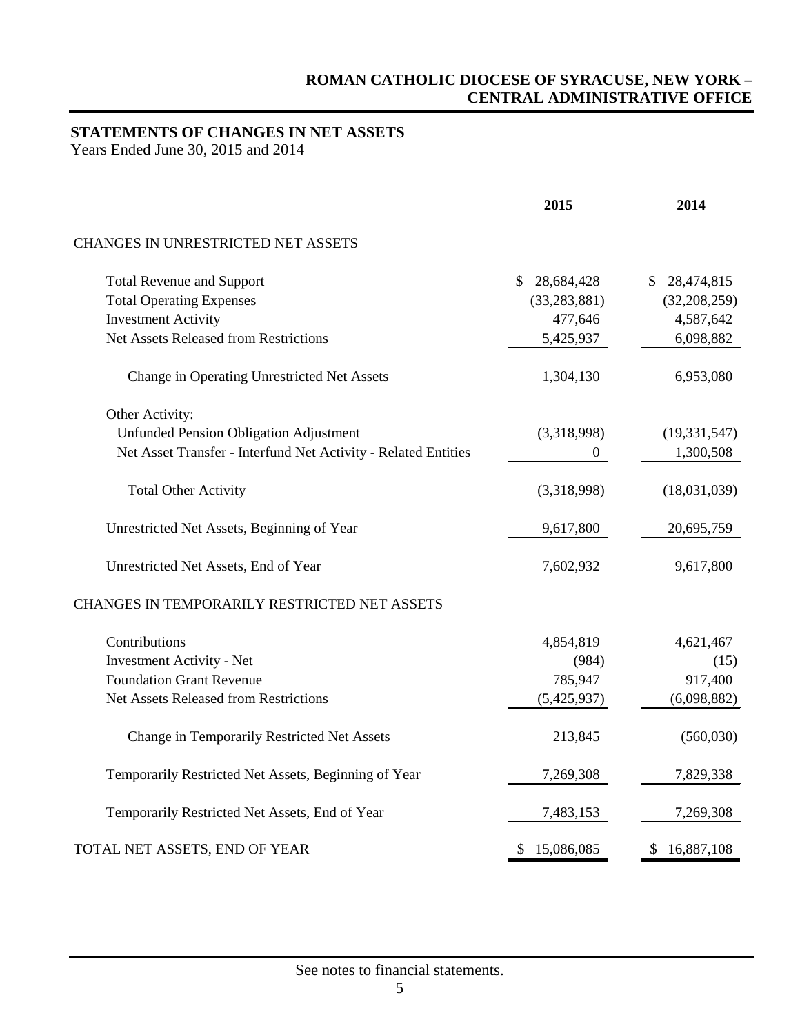# ROMAN CATHOLIC DIOCESE OF SYRACUSE, NEW YORK – CENTRAL ADMINISTRATIVE OFFICE

## STATEMENTS OF CHANGES IN NET ASSETS

Years Ended June 30, 2015 and 2014

| | 2015 | 2014 |
|---|---|---|
| CHANGES IN UNRESTRICTED NET ASSETS | | |
| Total Revenue and Support | $ 28,684,428 | $ 28,474,815 |
| Total Operating Expenses | (33,283,881) | (32,208,259) |
| Investment Activity | 477,646 | 4,587,642 |
| Net Assets Released from Restrictions | 5,425,937 | 6,098,882 |
| Change in Operating Unrestricted Net Assets | 1,304,130 | 6,953,080 |
| Other Activity: | | |
| Unfunded Pension Obligation Adjustment | (3,318,998) | (19,331,547) |
| Net Asset Transfer - Interfund Net Activity - Related Entities | 0 | 1,300,508 |
| Total Other Activity | (3,318,998) | (18,031,039) |
| Unrestricted Net Assets, Beginning of Year | 9,617,800 | 20,695,759 |
| Unrestricted Net Assets, End of Year | 7,602,932 | 9,617,800 |
| CHANGES IN TEMPORARILY RESTRICTED NET ASSETS | | |
| Contributions | 4,854,819 | 4,621,467 |
| Investment Activity - Net | (984) | (15) |
| Foundation Grant Revenue | 785,947 | 917,400 |
| Net Assets Released from Restrictions | (5,425,937) | (6,098,882) |
| Change in Temporarily Restricted Net Assets | 213,845 | (560,030) |
| Temporarily Restricted Net Assets, Beginning of Year | 7,269,308 | 7,829,338 |
| Temporarily Restricted Net Assets, End of Year | 7,483,153 | 7,269,308 |
| TOTAL NET ASSETS, END OF YEAR | $ 15,086,085 | $ 16,887,108 |

See notes to financial statements.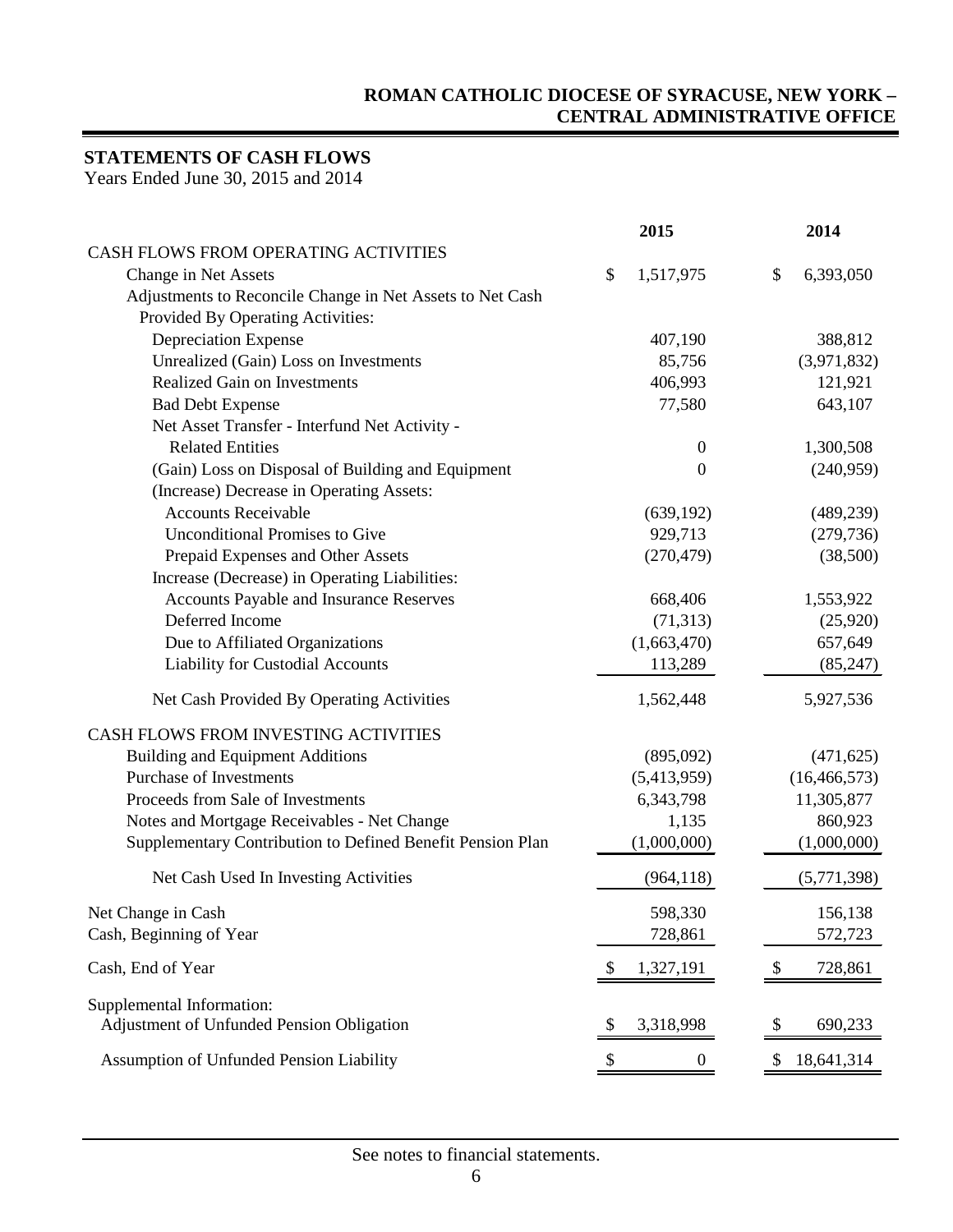# ROMAN CATHOLIC DIOCESE OF SYRACUSE, NEW YORK – CENTRAL ADMINISTRATIVE OFFICE

## STATEMENTS OF CASH FLOWS

Years Ended June 30, 2015 and 2014

| | 2015 | 2014 |
|---|---|---|
| CASH FLOWS FROM OPERATING ACTIVITIES | | |
| Change in Net Assets | $ 1,517,975 | $ 6,393,050 |
| Adjustments to Reconcile Change in Net Assets to Net Cash Provided By Operating Activities: | | |
| Depreciation Expense | 407,190 | 388,812 |
| Unrealized (Gain) Loss on Investments | 85,756 | (3,971,832) |
| Realized Gain on Investments | 406,993 | 121,921 |
| Bad Debt Expense | 77,580 | 643,107 |
| Net Asset Transfer - Interfund Net Activity - Related Entities | 0 | 1,300,508 |
| (Gain) Loss on Disposal of Building and Equipment | 0 | (240,959) |
| (Increase) Decrease in Operating Assets: | | |
| Accounts Receivable | (639,192) | (489,239) |
| Unconditional Promises to Give | 929,713 | (279,736) |
| Prepaid Expenses and Other Assets | (270,479) | (38,500) |
| Increase (Decrease) in Operating Liabilities: | | |
| Accounts Payable and Insurance Reserves | 668,406 | 1,553,922 |
| Deferred Income | (71,313) | (25,920) |
| Due to Affiliated Organizations | (1,663,470) | 657,649 |
| Liability for Custodial Accounts | 113,289 | (85,247) |
| Net Cash Provided By Operating Activities | 1,562,448 | 5,927,536 |
| CASH FLOWS FROM INVESTING ACTIVITIES | | |
| Building and Equipment Additions | (895,092) | (471,625) |
| Purchase of Investments | (5,413,959) | (16,466,573) |
| Proceeds from Sale of Investments | 6,343,798 | 11,305,877 |
| Notes and Mortgage Receivables - Net Change | 1,135 | 860,923 |
| Supplementary Contribution to Defined Benefit Pension Plan | (1,000,000) | (1,000,000) |
| Net Cash Used In Investing Activities | (964,118) | (5,771,398) |
| Net Change in Cash | 598,330 | 156,138 |
| Cash, Beginning of Year | 728,861 | 572,723 |
| Cash, End of Year | $ 1,327,191 | $ 728,861 |
| Supplemental Information: | | |
| Adjustment of Unfunded Pension Obligation | $ 3,318,998 | $ 690,233 |
| Assumption of Unfunded Pension Liability | $ 0 | $ 18,641,314 |

See notes to financial statements.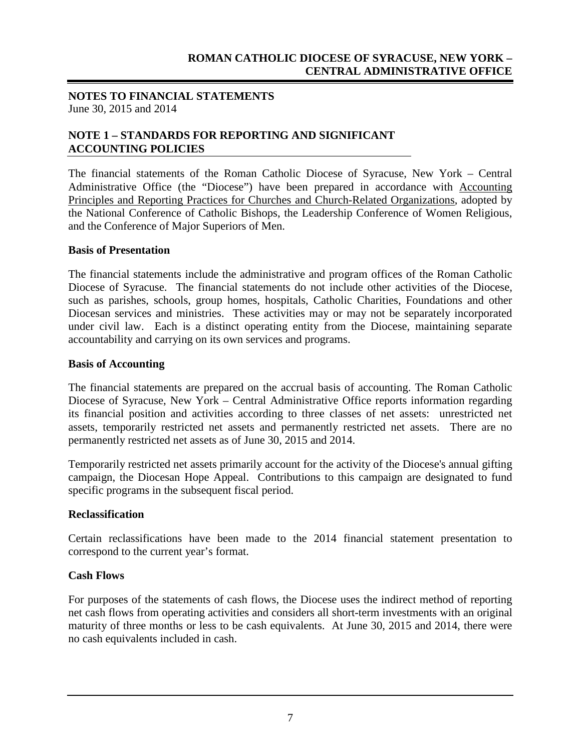## NOTES TO FINANCIAL STATEMENTS
June 30, 2015 and 2014

### NOTE 1 – STANDARDS FOR REPORTING AND SIGNIFICANT ACCOUNTING POLICIES

The financial statements of the Roman Catholic Diocese of Syracuse, New York – Central Administrative Office (the "Diocese") have been prepared in accordance with Accounting Principles and Reporting Practices for Churches and Church-Related Organizations, adopted by the National Conference of Catholic Bishops, the Leadership Conference of Women Religious, and the Conference of Major Superiors of Men.

**Basis of Presentation**

The financial statements include the administrative and program offices of the Roman Catholic Diocese of Syracuse. The financial statements do not include other activities of the Diocese, such as parishes, schools, group homes, hospitals, Catholic Charities, Foundations and other Diocesan services and ministries. These activities may or may not be separately incorporated under civil law. Each is a distinct operating entity from the Diocese, maintaining separate accountability and carrying on its own services and programs.

**Basis of Accounting**

The financial statements are prepared on the accrual basis of accounting. The Roman Catholic Diocese of Syracuse, New York – Central Administrative Office reports information regarding its financial position and activities according to three classes of net assets: unrestricted net assets, temporarily restricted net assets and permanently restricted net assets. There are no permanently restricted net assets as of June 30, 2015 and 2014.

Temporarily restricted net assets primarily account for the activity of the Diocese's annual gifting campaign, the Diocesan Hope Appeal. Contributions to this campaign are designated to fund specific programs in the subsequent fiscal period.

**Reclassification**

Certain reclassifications have been made to the 2014 financial statement presentation to correspond to the current year's format.

**Cash Flows**

For purposes of the statements of cash flows, the Diocese uses the indirect method of reporting net cash flows from operating activities and considers all short-term investments with an original maturity of three months or less to be cash equivalents. At June 30, 2015 and 2014, there were no cash equivalents included in cash.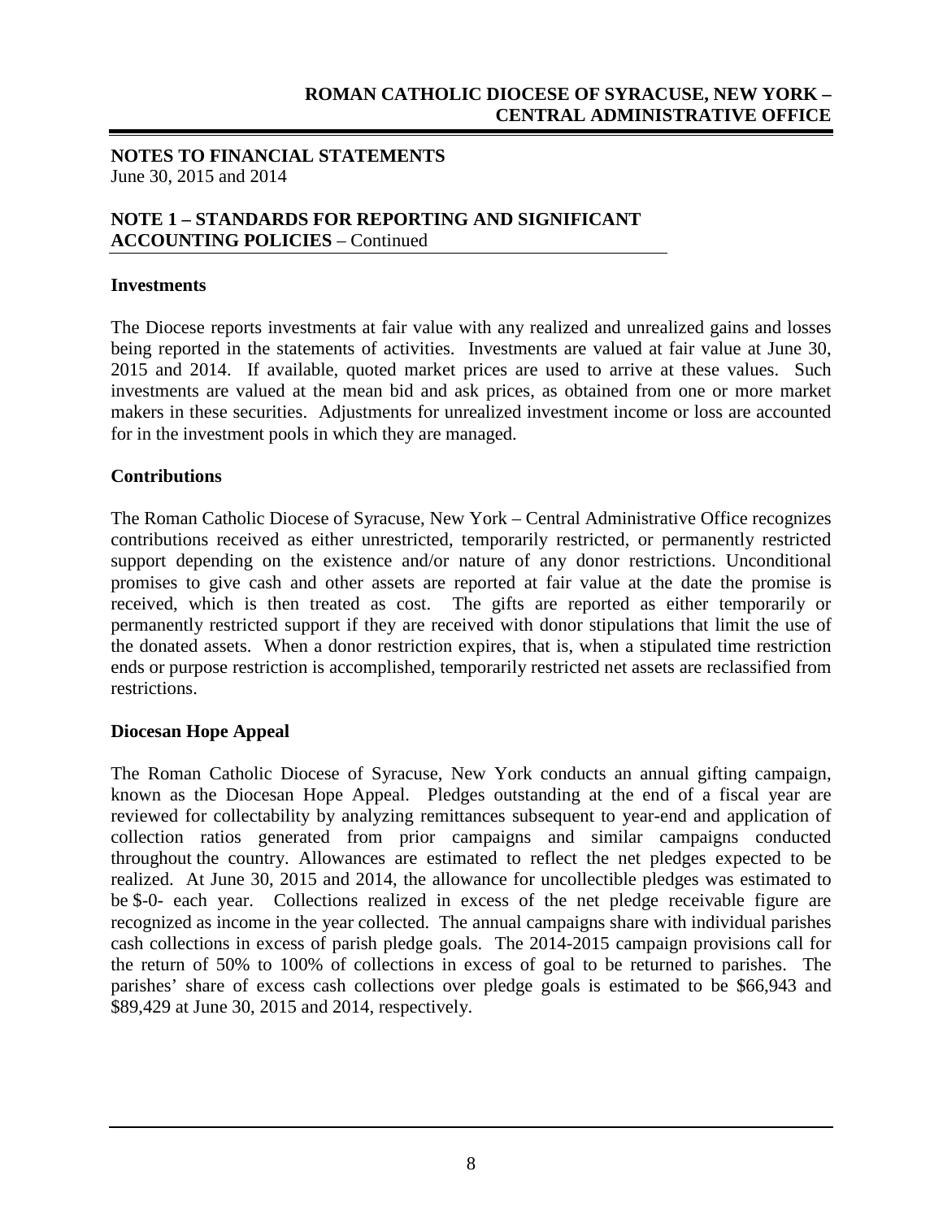**NOTES TO FINANCIAL STATEMENTS**
June 30, 2015 and 2014

## NOTE 1 – STANDARDS FOR REPORTING AND SIGNIFICANT ACCOUNTING POLICIES – Continued

### Investments

The Diocese reports investments at fair value with any realized and unrealized gains and losses being reported in the statements of activities. Investments are valued at fair value at June 30, 2015 and 2014. If available, quoted market prices are used to arrive at these values. Such investments are valued at the mean bid and ask prices, as obtained from one or more market makers in these securities. Adjustments for unrealized investment income or loss are accounted for in the investment pools in which they are managed.

### Contributions

The Roman Catholic Diocese of Syracuse, New York – Central Administrative Office recognizes contributions received as either unrestricted, temporarily restricted, or permanently restricted support depending on the existence and/or nature of any donor restrictions. Unconditional promises to give cash and other assets are reported at fair value at the date the promise is received, which is then treated as cost. The gifts are reported as either temporarily or permanently restricted support if they are received with donor stipulations that limit the use of the donated assets. When a donor restriction expires, that is, when a stipulated time restriction ends or purpose restriction is accomplished, temporarily restricted net assets are reclassified from restrictions.

### Diocesan Hope Appeal

The Roman Catholic Diocese of Syracuse, New York conducts an annual gifting campaign, known as the Diocesan Hope Appeal. Pledges outstanding at the end of a fiscal year are reviewed for collectability by analyzing remittances subsequent to year-end and application of collection ratios generated from prior campaigns and similar campaigns conducted throughout the country. Allowances are estimated to reflect the net pledges expected to be realized. At June 30, 2015 and 2014, the allowance for uncollectible pledges was estimated to be $-0- each year. Collections realized in excess of the net pledge receivable figure are recognized as income in the year collected. The annual campaigns share with individual parishes cash collections in excess of parish pledge goals. The 2014-2015 campaign provisions call for the return of 50% to 100% of collections in excess of goal to be returned to parishes. The parishes' share of excess cash collections over pledge goals is estimated to be $66,943 and $89,429 at June 30, 2015 and 2014, respectively.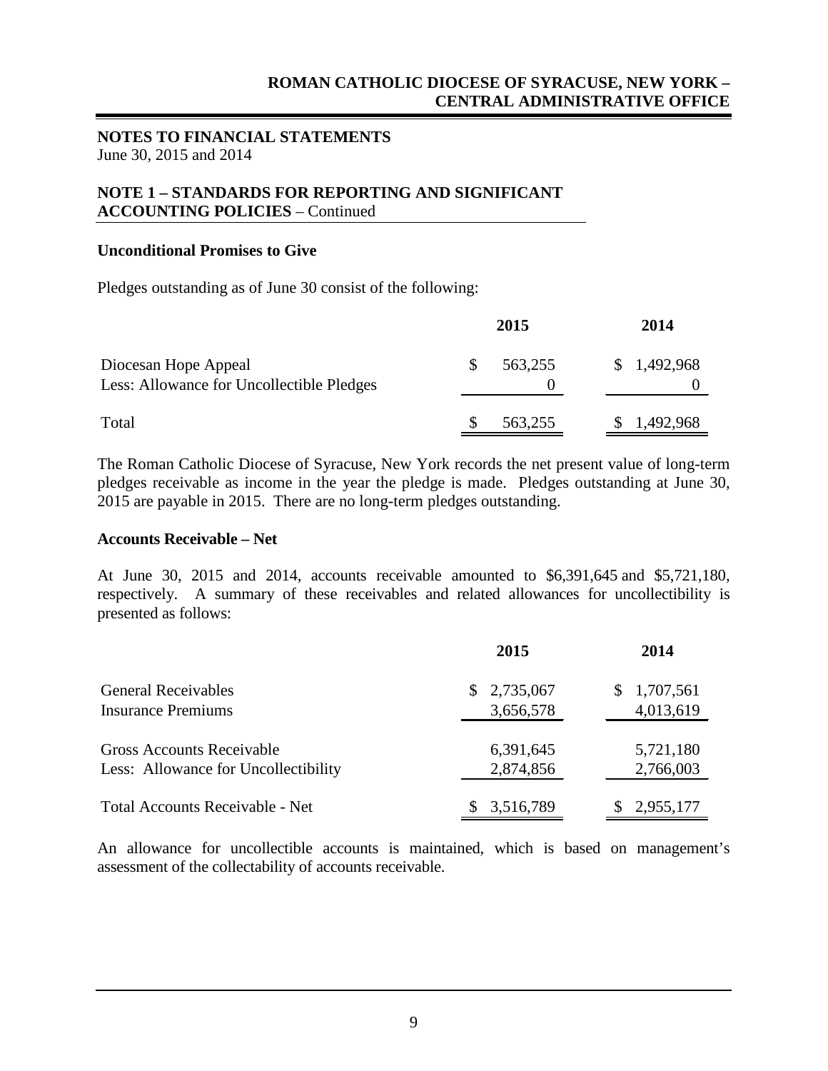## NOTES TO FINANCIAL STATEMENTS

June 30, 2015 and 2014

### NOTE 1 – STANDARDS FOR REPORTING AND SIGNIFICANT ACCOUNTING POLICIES – Continued

**Unconditional Promises to Give**

Pledges outstanding as of June 30 consist of the following:

| | 2015 | 2014 |
|---|---|---|
| Diocesan Hope Appeal | $ 563,255 | $ 1,492,968 |
| Less: Allowance for Uncollectible Pledges | 0 | 0 |
| Total | $ 563,255 | $ 1,492,968 |

The Roman Catholic Diocese of Syracuse, New York records the net present value of long-term pledges receivable as income in the year the pledge is made. Pledges outstanding at June 30, 2015 are payable in 2015. There are no long-term pledges outstanding.

**Accounts Receivable – Net**

At June 30, 2015 and 2014, accounts receivable amounted to $6,391,645 and $5,721,180, respectively. A summary of these receivables and related allowances for uncollectibility is presented as follows:

| | 2015 | 2014 |
|---|---|---|
| General Receivables | $ 2,735,067 | $ 1,707,561 |
| Insurance Premiums | 3,656,578 | 4,013,619 |
| Gross Accounts Receivable | 6,391,645 | 5,721,180 |
| Less: Allowance for Uncollectibility | 2,874,856 | 2,766,003 |
| Total Accounts Receivable - Net | $ 3,516,789 | $ 2,955,177 |

An allowance for uncollectible accounts is maintained, which is based on management's assessment of the collectability of accounts receivable.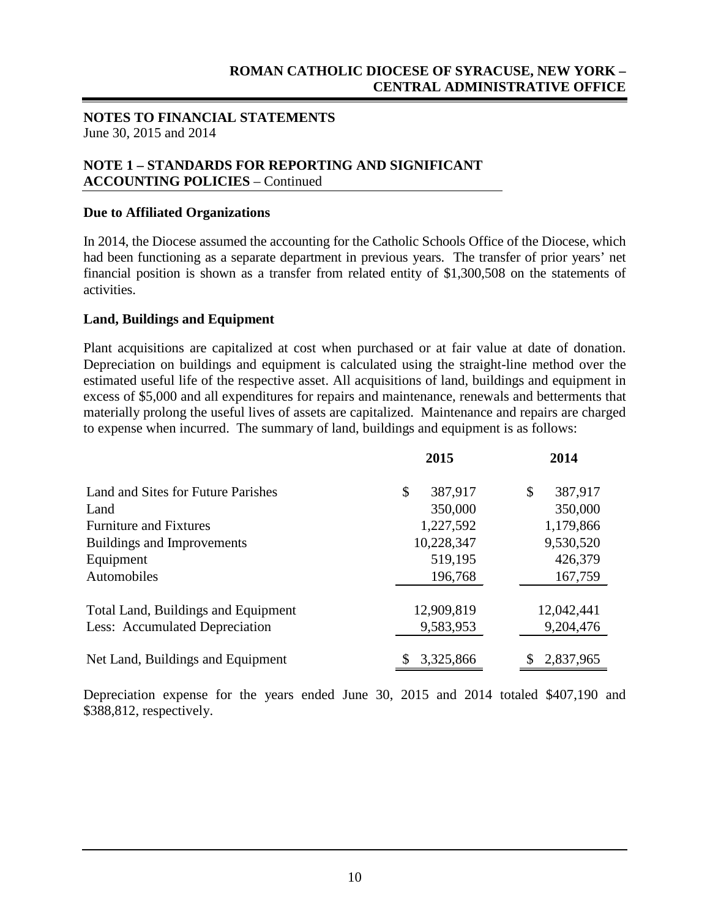## NOTES TO FINANCIAL STATEMENTS

June 30, 2015 and 2014

## NOTE 1 – STANDARDS FOR REPORTING AND SIGNIFICANT ACCOUNTING POLICIES – Continued

### Due to Affiliated Organizations

In 2014, the Diocese assumed the accounting for the Catholic Schools Office of the Diocese, which had been functioning as a separate department in previous years. The transfer of prior years' net financial position is shown as a transfer from related entity of $1,300,508 on the statements of activities.

### Land, Buildings and Equipment

Plant acquisitions are capitalized at cost when purchased or at fair value at date of donation. Depreciation on buildings and equipment is calculated using the straight-line method over the estimated useful life of the respective asset. All acquisitions of land, buildings and equipment in excess of $5,000 and all expenditures for repairs and maintenance, renewals and betterments that materially prolong the useful lives of assets are capitalized. Maintenance and repairs are charged to expense when incurred. The summary of land, buildings and equipment is as follows:

| | 2015 | 2014 |
|---|---|---|
| Land and Sites for Future Parishes | $ 387,917 | $ 387,917 |
| Land | 350,000 | 350,000 |
| Furniture and Fixtures | 1,227,592 | 1,179,866 |
| Buildings and Improvements | 10,228,347 | 9,530,520 |
| Equipment | 519,195 | 426,379 |
| Automobiles | 196,768 | 167,759 |
| Total Land, Buildings and Equipment | 12,909,819 | 12,042,441 |
| Less: Accumulated Depreciation | 9,583,953 | 9,204,476 |
| Net Land, Buildings and Equipment | $ 3,325,866 | $ 2,837,965 |

Depreciation expense for the years ended June 30, 2015 and 2014 totaled $407,190 and $388,812, respectively.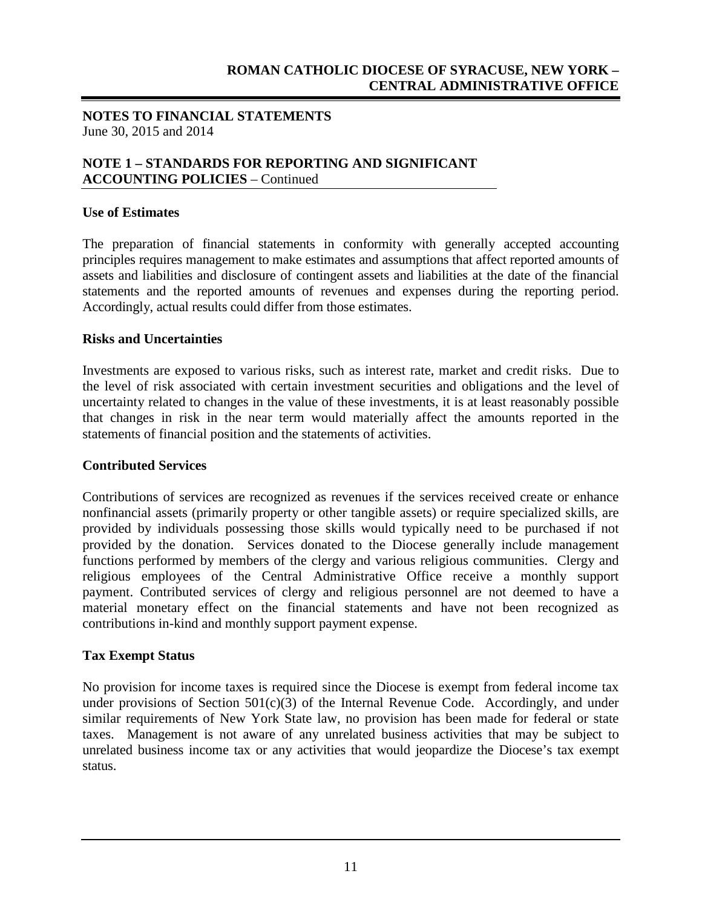**NOTES TO FINANCIAL STATEMENTS**
June 30, 2015 and 2014

## NOTE 1 – STANDARDS FOR REPORTING AND SIGNIFICANT ACCOUNTING POLICIES – Continued

### Use of Estimates

The preparation of financial statements in conformity with generally accepted accounting principles requires management to make estimates and assumptions that affect reported amounts of assets and liabilities and disclosure of contingent assets and liabilities at the date of the financial statements and the reported amounts of revenues and expenses during the reporting period. Accordingly, actual results could differ from those estimates.

### Risks and Uncertainties

Investments are exposed to various risks, such as interest rate, market and credit risks. Due to the level of risk associated with certain investment securities and obligations and the level of uncertainty related to changes in the value of these investments, it is at least reasonably possible that changes in risk in the near term would materially affect the amounts reported in the statements of financial position and the statements of activities.

### Contributed Services

Contributions of services are recognized as revenues if the services received create or enhance nonfinancial assets (primarily property or other tangible assets) or require specialized skills, are provided by individuals possessing those skills would typically need to be purchased if not provided by the donation. Services donated to the Diocese generally include management functions performed by members of the clergy and various religious communities. Clergy and religious employees of the Central Administrative Office receive a monthly support payment. Contributed services of clergy and religious personnel are not deemed to have a material monetary effect on the financial statements and have not been recognized as contributions in-kind and monthly support payment expense.

### Tax Exempt Status

No provision for income taxes is required since the Diocese is exempt from federal income tax under provisions of Section 501(c)(3) of the Internal Revenue Code. Accordingly, and under similar requirements of New York State law, no provision has been made for federal or state taxes. Management is not aware of any unrelated business activities that may be subject to unrelated business income tax or any activities that would jeopardize the Diocese's tax exempt status.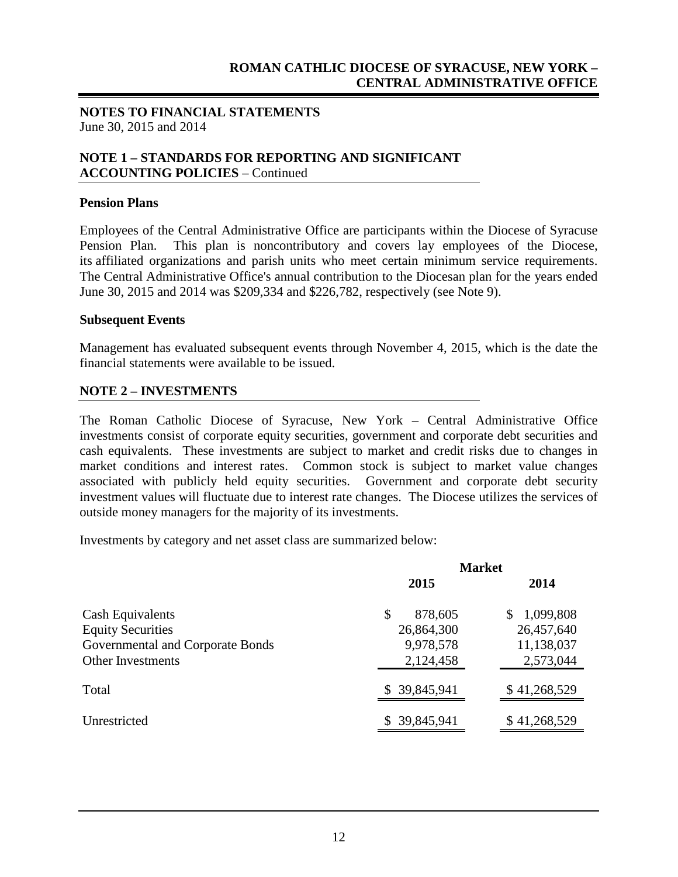# ROMAN CATHLIC DIOCESE OF SYRACUSE, NEW YORK – CENTRAL ADMINISTRATIVE OFFICE

## NOTES TO FINANCIAL STATEMENTS

June 30, 2015 and 2014

## NOTE 1 – STANDARDS FOR REPORTING AND SIGNIFICANT ACCOUNTING POLICIES – Continued

### Pension Plans

Employees of the Central Administrative Office are participants within the Diocese of Syracuse Pension Plan. This plan is noncontributory and covers lay employees of the Diocese, its affiliated organizations and parish units who meet certain minimum service requirements. The Central Administrative Office's annual contribution to the Diocesan plan for the years ended June 30, 2015 and 2014 was $209,334 and $226,782, respectively (see Note 9).

### Subsequent Events

Management has evaluated subsequent events through November 4, 2015, which is the date the financial statements were available to be issued.

## NOTE 2 – INVESTMENTS

The Roman Catholic Diocese of Syracuse, New York – Central Administrative Office investments consist of corporate equity securities, government and corporate debt securities and cash equivalents. These investments are subject to market and credit risks due to changes in market conditions and interest rates. Common stock is subject to market value changes associated with publicly held equity securities. Government and corporate debt security investment values will fluctuate due to interest rate changes. The Diocese utilizes the services of outside money managers for the majority of its investments.

Investments by category and net asset class are summarized below:

| | Market | |
|---|---|---|
| | **2015** | **2014** |
| Cash Equivalents | $ 878,605 | $ 1,099,808 |
| Equity Securities | 26,864,300 | 26,457,640 |
| Governmental and Corporate Bonds | 9,978,578 | 11,138,037 |
| Other Investments | 2,124,458 | 2,573,044 |
| Total | $ 39,845,941 | $ 41,268,529 |
| Unrestricted | $ 39,845,941 | $ 41,268,529 |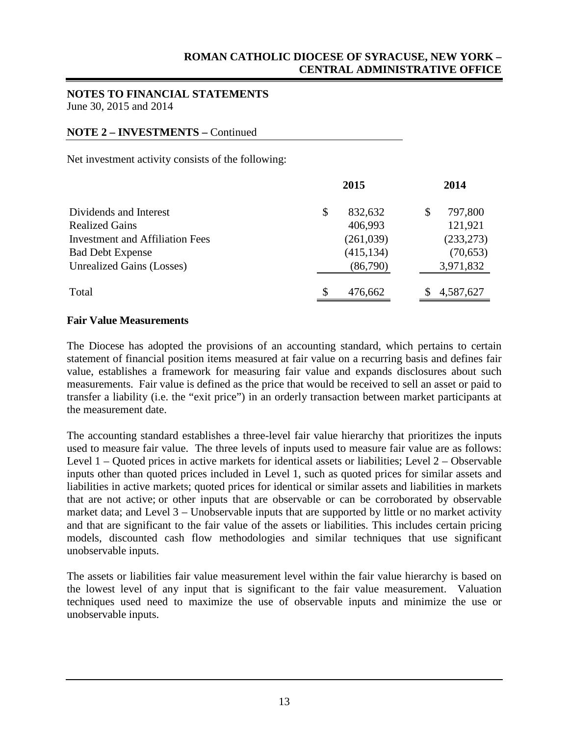**NOTES TO FINANCIAL STATEMENTS**
June 30, 2015 and 2014

**NOTE 2 – INVESTMENTS –** Continued

Net investment activity consists of the following:

| | 2015 | 2014 |
|---|---|---|
| Dividends and Interest | $ 832,632 | $ 797,800 |
| Realized Gains | 406,993 | 121,921 |
| Investment and Affiliation Fees | (261,039) | (233,273) |
| Bad Debt Expense | (415,134) | (70,653) |
| Unrealized Gains (Losses) | (86,790) | 3,971,832 |
| Total | $ 476,662 | $ 4,587,627 |

**Fair Value Measurements**

The Diocese has adopted the provisions of an accounting standard, which pertains to certain statement of financial position items measured at fair value on a recurring basis and defines fair value, establishes a framework for measuring fair value and expands disclosures about such measurements. Fair value is defined as the price that would be received to sell an asset or paid to transfer a liability (i.e. the "exit price") in an orderly transaction between market participants at the measurement date.

The accounting standard establishes a three-level fair value hierarchy that prioritizes the inputs used to measure fair value. The three levels of inputs used to measure fair value are as follows: Level 1 – Quoted prices in active markets for identical assets or liabilities; Level 2 – Observable inputs other than quoted prices included in Level 1, such as quoted prices for similar assets and liabilities in active markets; quoted prices for identical or similar assets and liabilities in markets that are not active; or other inputs that are observable or can be corroborated by observable market data; and Level 3 – Unobservable inputs that are supported by little or no market activity and that are significant to the fair value of the assets or liabilities. This includes certain pricing models, discounted cash flow methodologies and similar techniques that use significant unobservable inputs.

The assets or liabilities fair value measurement level within the fair value hierarchy is based on the lowest level of any input that is significant to the fair value measurement. Valuation techniques used need to maximize the use of observable inputs and minimize the use or unobservable inputs.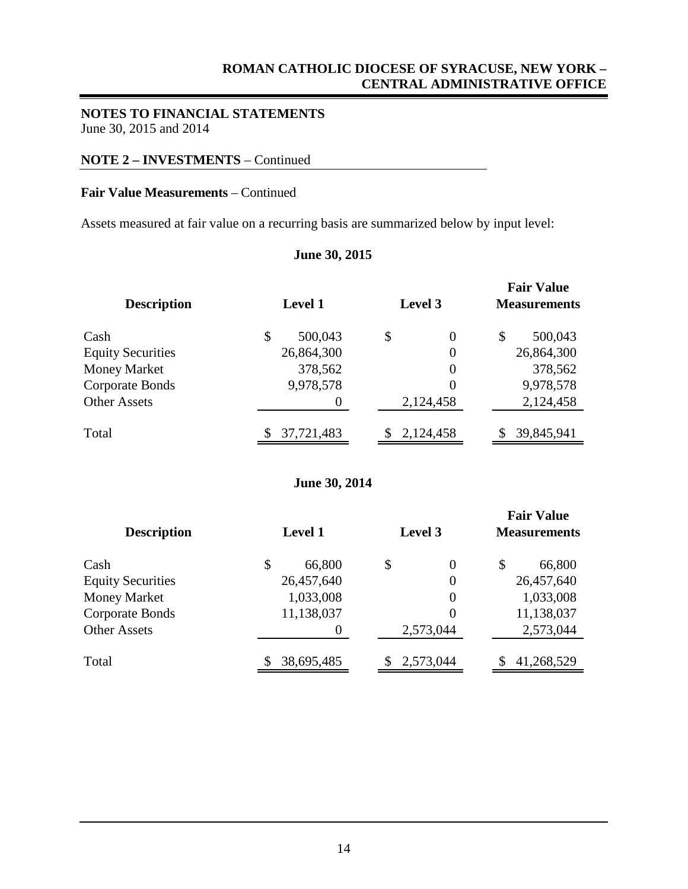**NOTES TO FINANCIAL STATEMENTS**
June 30, 2015 and 2014

**NOTE 2 – INVESTMENTS** – Continued

**Fair Value Measurements** – Continued

Assets measured at fair value on a recurring basis are summarized below by input level:

**June 30, 2015**

| Description | Level 1 | Level 3 | Fair Value Measurements |
|---|---|---|---|
| Cash | $ 500,043 | $ 0 | $ 500,043 |
| Equity Securities | 26,864,300 | 0 | 26,864,300 |
| Money Market | 378,562 | 0 | 378,562 |
| Corporate Bonds | 9,978,578 | 0 | 9,978,578 |
| Other Assets | 0 | 2,124,458 | 2,124,458 |
| Total | $ 37,721,483 | $ 2,124,458 | $ 39,845,941 |

**June 30, 2014**

| Description | Level 1 | Level 3 | Fair Value Measurements |
|---|---|---|---|
| Cash | $ 66,800 | $ 0 | $ 66,800 |
| Equity Securities | 26,457,640 | 0 | 26,457,640 |
| Money Market | 1,033,008 | 0 | 1,033,008 |
| Corporate Bonds | 11,138,037 | 0 | 11,138,037 |
| Other Assets | 0 | 2,573,044 | 2,573,044 |
| Total | $ 38,695,485 | $ 2,573,044 | $ 41,268,529 |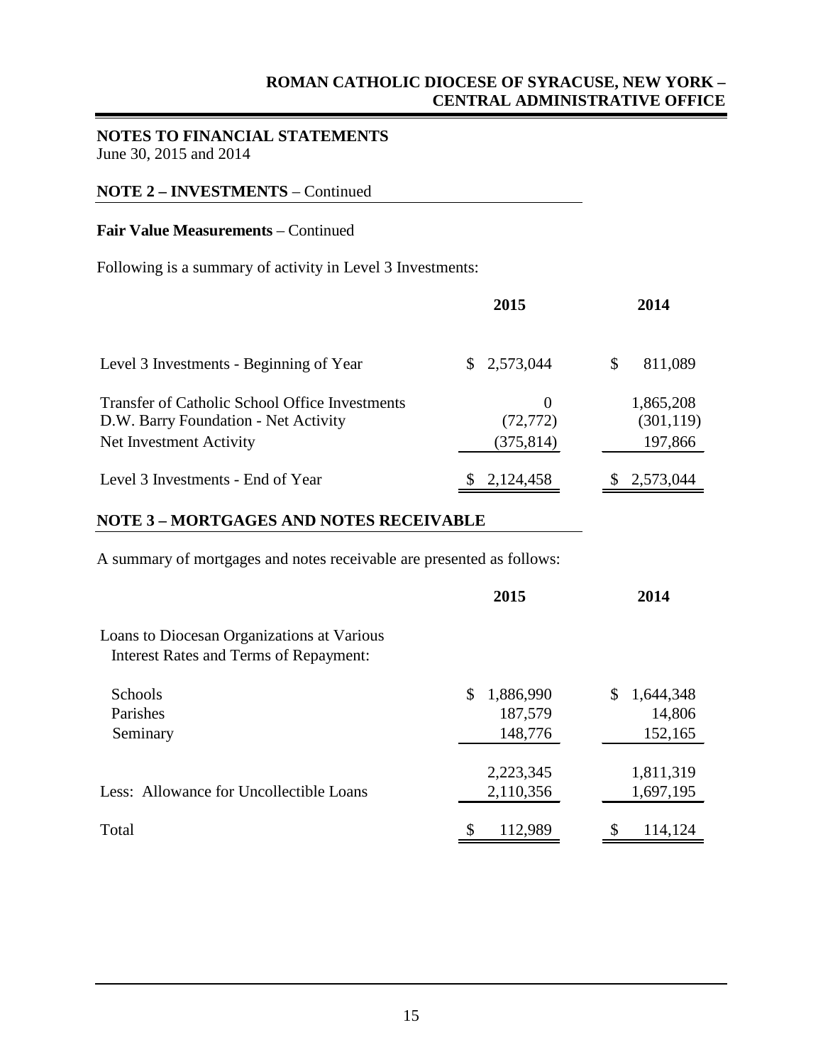## NOTES TO FINANCIAL STATEMENTS

June 30, 2015 and 2014

### NOTE 2 – INVESTMENTS – Continued

**Fair Value Measurements** – Continued

Following is a summary of activity in Level 3 Investments:

| | 2015 | 2014 |
|---|---|---|
| Level 3 Investments - Beginning of Year | $ 2,573,044 | $ 811,089 |
| Transfer of Catholic School Office Investments | 0 | 1,865,208 |
| D.W. Barry Foundation - Net Activity | (72,772) | (301,119) |
| Net Investment Activity | (375,814) | 197,866 |
| Level 3 Investments - End of Year | $ 2,124,458 | $ 2,573,044 |

### NOTE 3 – MORTGAGES AND NOTES RECEIVABLE

A summary of mortgages and notes receivable are presented as follows:

| | 2015 | 2014 |
|---|---|---|
| Loans to Diocesan Organizations at Various Interest Rates and Terms of Repayment: | | |
| Schools | $ 1,886,990 | $ 1,644,348 |
| Parishes | 187,579 | 14,806 |
| Seminary | 148,776 | 152,165 |
| | 2,223,345 | 1,811,319 |
| Less: Allowance for Uncollectible Loans | 2,110,356 | 1,697,195 |
| Total | $ 112,989 | $ 114,124 |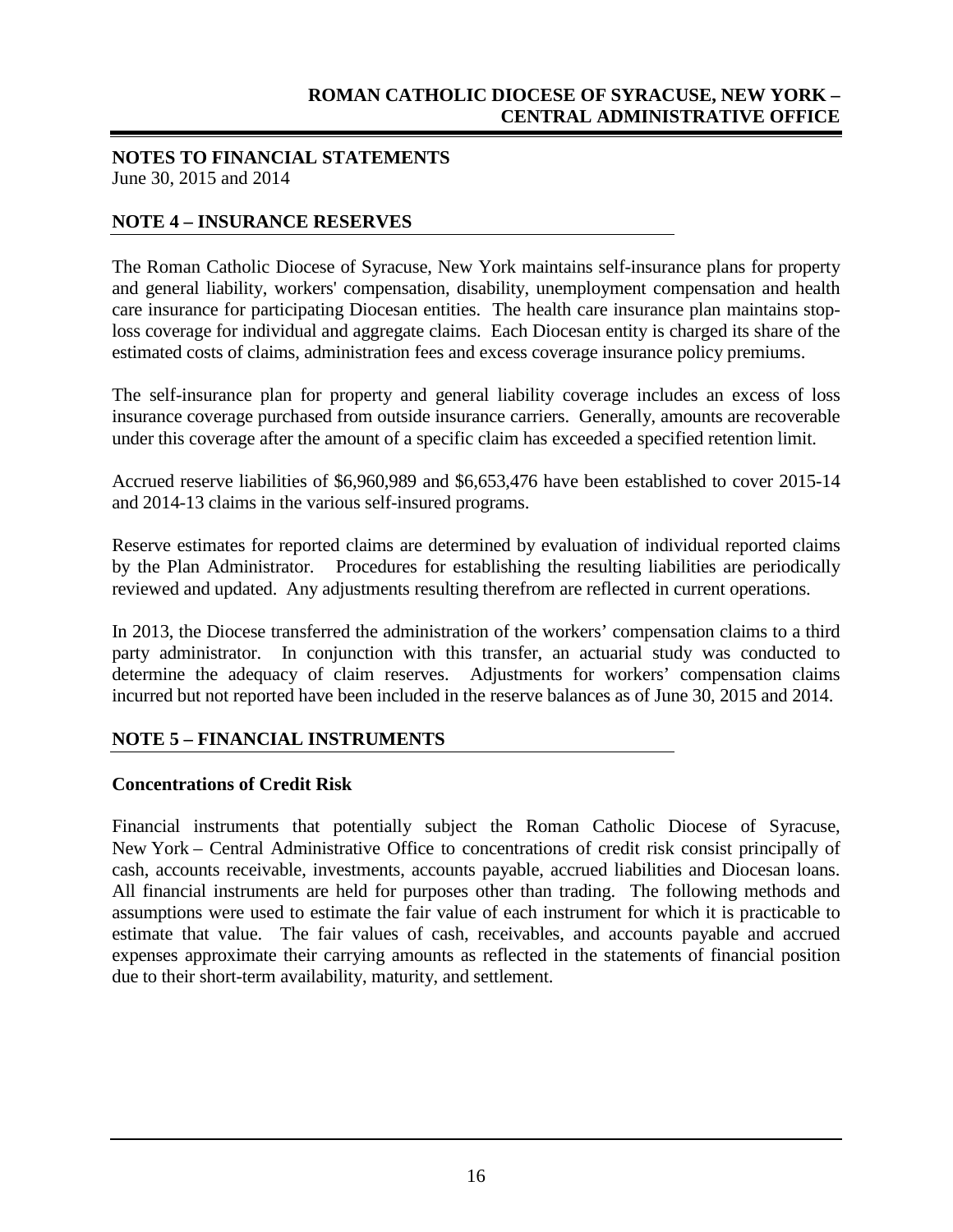**NOTES TO FINANCIAL STATEMENTS**
June 30, 2015 and 2014

## NOTE 4 – INSURANCE RESERVES

The Roman Catholic Diocese of Syracuse, New York maintains self-insurance plans for property and general liability, workers' compensation, disability, unemployment compensation and health care insurance for participating Diocesan entities. The health care insurance plan maintains stop-loss coverage for individual and aggregate claims. Each Diocesan entity is charged its share of the estimated costs of claims, administration fees and excess coverage insurance policy premiums.

The self-insurance plan for property and general liability coverage includes an excess of loss insurance coverage purchased from outside insurance carriers. Generally, amounts are recoverable under this coverage after the amount of a specific claim has exceeded a specified retention limit.

Accrued reserve liabilities of $6,960,989 and $6,653,476 have been established to cover 2015-14 and 2014-13 claims in the various self-insured programs.

Reserve estimates for reported claims are determined by evaluation of individual reported claims by the Plan Administrator. Procedures for establishing the resulting liabilities are periodically reviewed and updated. Any adjustments resulting therefrom are reflected in current operations.

In 2013, the Diocese transferred the administration of the workers' compensation claims to a third party administrator. In conjunction with this transfer, an actuarial study was conducted to determine the adequacy of claim reserves. Adjustments for workers' compensation claims incurred but not reported have been included in the reserve balances as of June 30, 2015 and 2014.

## NOTE 5 – FINANCIAL INSTRUMENTS

**Concentrations of Credit Risk**

Financial instruments that potentially subject the Roman Catholic Diocese of Syracuse, New York – Central Administrative Office to concentrations of credit risk consist principally of cash, accounts receivable, investments, accounts payable, accrued liabilities and Diocesan loans. All financial instruments are held for purposes other than trading. The following methods and assumptions were used to estimate the fair value of each instrument for which it is practicable to estimate that value. The fair values of cash, receivables, and accounts payable and accrued expenses approximate their carrying amounts as reflected in the statements of financial position due to their short-term availability, maturity, and settlement.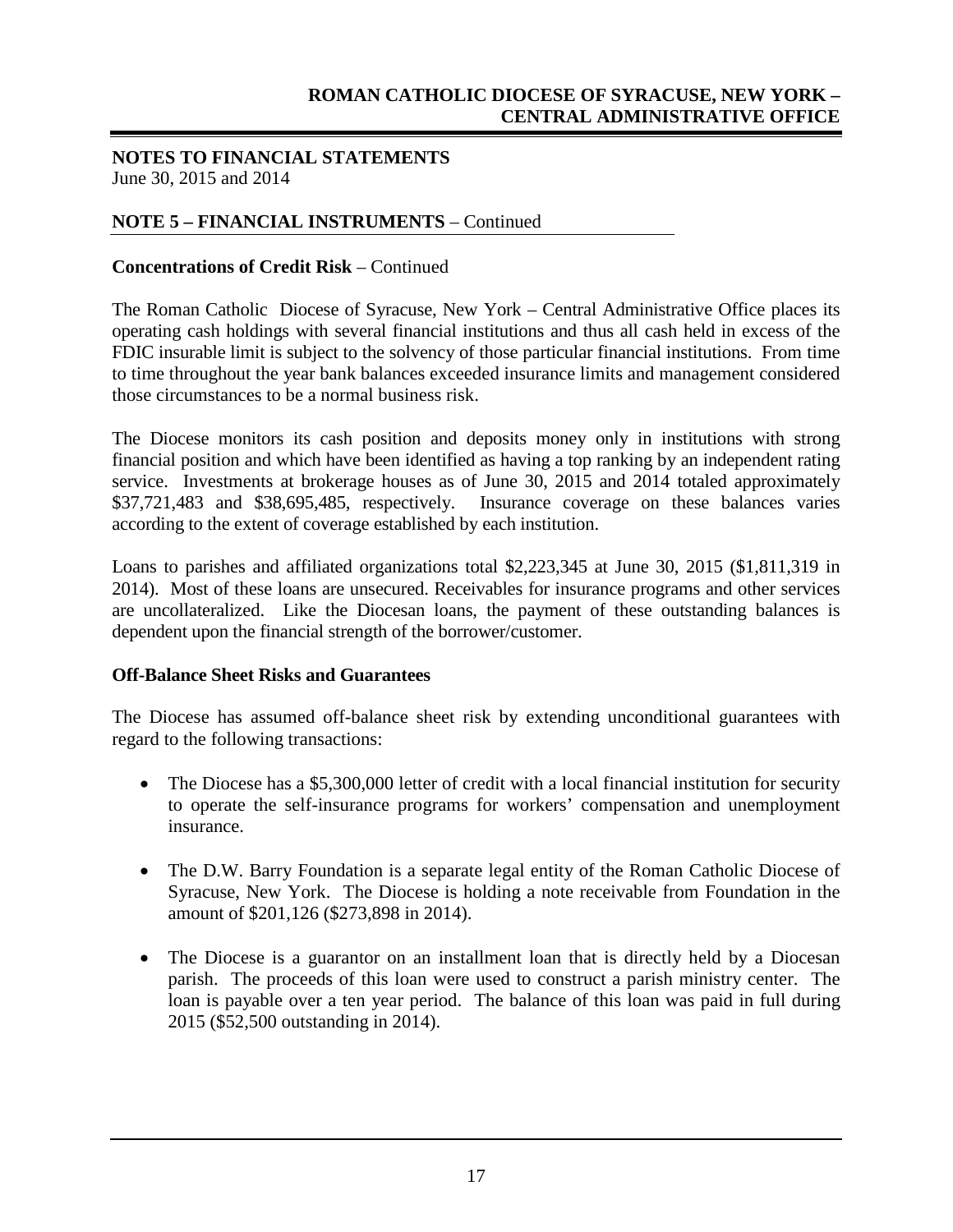**NOTES TO FINANCIAL STATEMENTS**
June 30, 2015 and 2014

## NOTE 5 – FINANCIAL INSTRUMENTS – Continued

### Concentrations of Credit Risk – Continued

The Roman Catholic Diocese of Syracuse, New York – Central Administrative Office places its operating cash holdings with several financial institutions and thus all cash held in excess of the FDIC insurable limit is subject to the solvency of those particular financial institutions. From time to time throughout the year bank balances exceeded insurance limits and management considered those circumstances to be a normal business risk.

The Diocese monitors its cash position and deposits money only in institutions with strong financial position and which have been identified as having a top ranking by an independent rating service. Investments at brokerage houses as of June 30, 2015 and 2014 totaled approximately $37,721,483 and $38,695,485, respectively. Insurance coverage on these balances varies according to the extent of coverage established by each institution.

Loans to parishes and affiliated organizations total $2,223,345 at June 30, 2015 ($1,811,319 in 2014). Most of these loans are unsecured. Receivables for insurance programs and other services are uncollateralized. Like the Diocesan loans, the payment of these outstanding balances is dependent upon the financial strength of the borrower/customer.

### Off-Balance Sheet Risks and Guarantees

The Diocese has assumed off-balance sheet risk by extending unconditional guarantees with regard to the following transactions:

- The Diocese has a $5,300,000 letter of credit with a local financial institution for security to operate the self-insurance programs for workers' compensation and unemployment insurance.

- The D.W. Barry Foundation is a separate legal entity of the Roman Catholic Diocese of Syracuse, New York. The Diocese is holding a note receivable from Foundation in the amount of $201,126 ($273,898 in 2014).

- The Diocese is a guarantor on an installment loan that is directly held by a Diocesan parish. The proceeds of this loan were used to construct a parish ministry center. The loan is payable over a ten year period. The balance of this loan was paid in full during 2015 ($52,500 outstanding in 2014).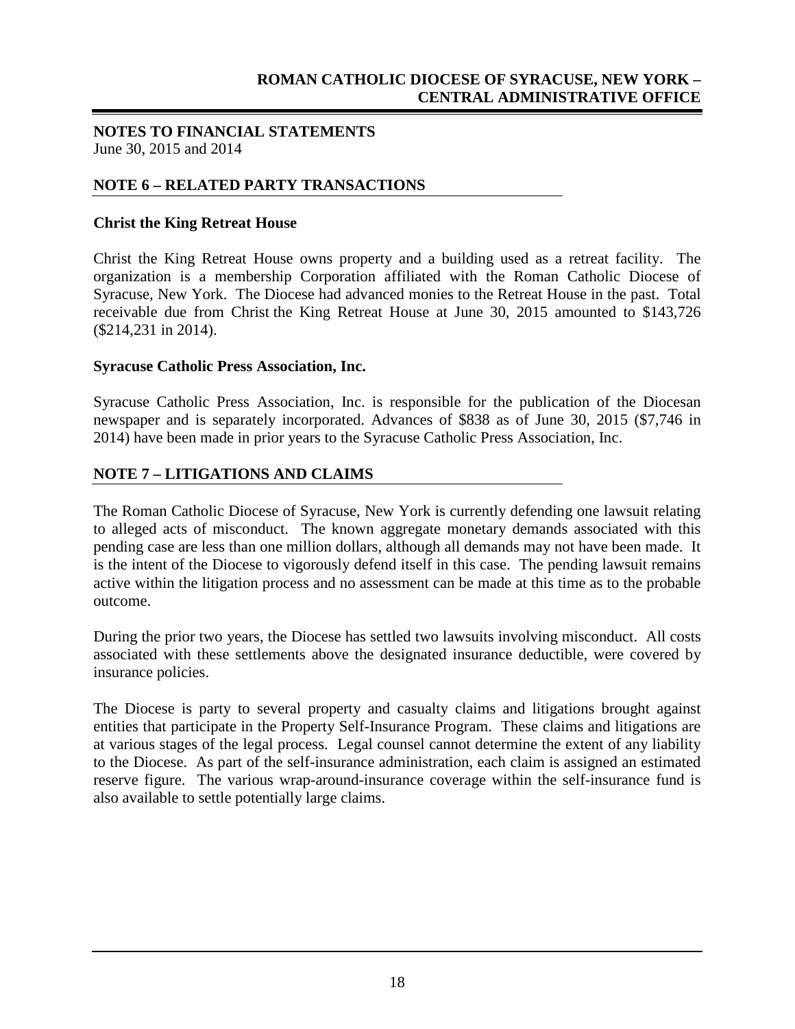**NOTES TO FINANCIAL STATEMENTS**
June 30, 2015 and 2014

## NOTE 6 – RELATED PARTY TRANSACTIONS

### Christ the King Retreat House

Christ the King Retreat House owns property and a building used as a retreat facility. The organization is a membership Corporation affiliated with the Roman Catholic Diocese of Syracuse, New York. The Diocese had advanced monies to the Retreat House in the past. Total receivable due from Christ the King Retreat House at June 30, 2015 amounted to $143,726 ($214,231 in 2014).

### Syracuse Catholic Press Association, Inc.

Syracuse Catholic Press Association, Inc. is responsible for the publication of the Diocesan newspaper and is separately incorporated. Advances of $838 as of June 30, 2015 ($7,746 in 2014) have been made in prior years to the Syracuse Catholic Press Association, Inc.

## NOTE 7 – LITIGATIONS AND CLAIMS

The Roman Catholic Diocese of Syracuse, New York is currently defending one lawsuit relating to alleged acts of misconduct. The known aggregate monetary demands associated with this pending case are less than one million dollars, although all demands may not have been made. It is the intent of the Diocese to vigorously defend itself in this case. The pending lawsuit remains active within the litigation process and no assessment can be made at this time as to the probable outcome.

During the prior two years, the Diocese has settled two lawsuits involving misconduct. All costs associated with these settlements above the designated insurance deductible, were covered by insurance policies.

The Diocese is party to several property and casualty claims and litigations brought against entities that participate in the Property Self-Insurance Program. These claims and litigations are at various stages of the legal process. Legal counsel cannot determine the extent of any liability to the Diocese. As part of the self-insurance administration, each claim is assigned an estimated reserve figure. The various wrap-around-insurance coverage within the self-insurance fund is also available to settle potentially large claims.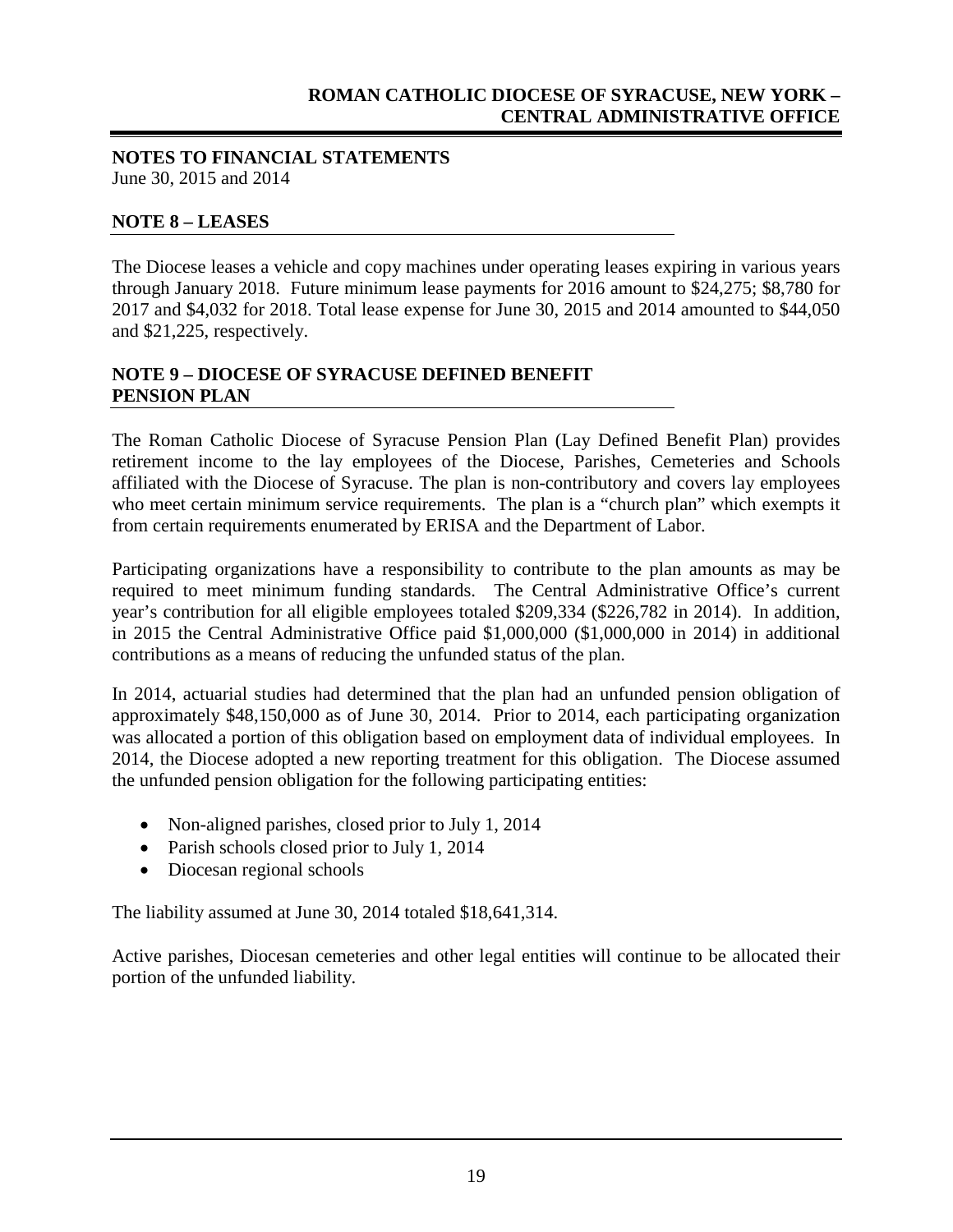**NOTES TO FINANCIAL STATEMENTS**
June 30, 2015 and 2014

## NOTE 8 – LEASES

The Diocese leases a vehicle and copy machines under operating leases expiring in various years through January 2018. Future minimum lease payments for 2016 amount to $24,275; $8,780 for 2017 and $4,032 for 2018. Total lease expense for June 30, 2015 and 2014 amounted to $44,050 and $21,225, respectively.

## NOTE 9 – DIOCESE OF SYRACUSE DEFINED BENEFIT PENSION PLAN

The Roman Catholic Diocese of Syracuse Pension Plan (Lay Defined Benefit Plan) provides retirement income to the lay employees of the Diocese, Parishes, Cemeteries and Schools affiliated with the Diocese of Syracuse. The plan is non-contributory and covers lay employees who meet certain minimum service requirements. The plan is a "church plan" which exempts it from certain requirements enumerated by ERISA and the Department of Labor.

Participating organizations have a responsibility to contribute to the plan amounts as may be required to meet minimum funding standards. The Central Administrative Office's current year's contribution for all eligible employees totaled $209,334 ($226,782 in 2014). In addition, in 2015 the Central Administrative Office paid $1,000,000 ($1,000,000 in 2014) in additional contributions as a means of reducing the unfunded status of the plan.

In 2014, actuarial studies had determined that the plan had an unfunded pension obligation of approximately $48,150,000 as of June 30, 2014. Prior to 2014, each participating organization was allocated a portion of this obligation based on employment data of individual employees. In 2014, the Diocese adopted a new reporting treatment for this obligation. The Diocese assumed the unfunded pension obligation for the following participating entities:

- Non-aligned parishes, closed prior to July 1, 2014
- Parish schools closed prior to July 1, 2014
- Diocesan regional schools

The liability assumed at June 30, 2014 totaled $18,641,314.

Active parishes, Diocesan cemeteries and other legal entities will continue to be allocated their portion of the unfunded liability.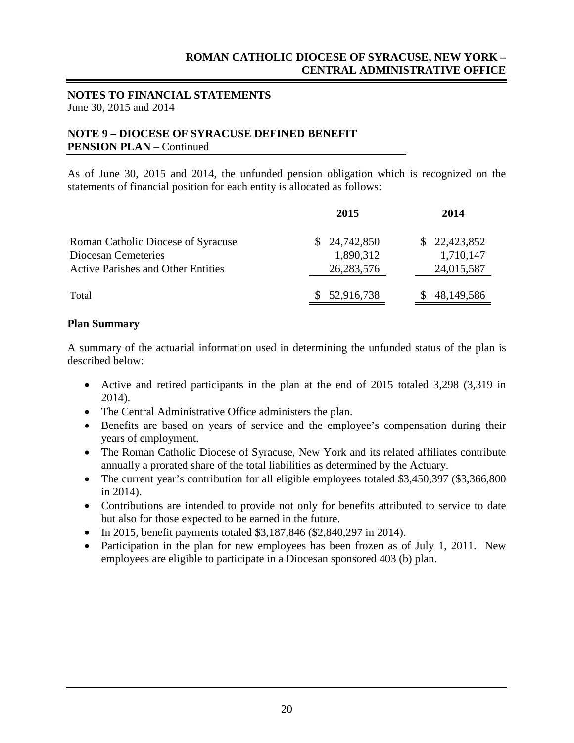## NOTES TO FINANCIAL STATEMENTS

June 30, 2015 and 2014

### NOTE 9 – DIOCESE OF SYRACUSE DEFINED BENEFIT PENSION PLAN – Continued

As of June 30, 2015 and 2014, the unfunded pension obligation which is recognized on the statements of financial position for each entity is allocated as follows:

| | 2015 | 2014 |
|---|---|---|
| Roman Catholic Diocese of Syracuse | $ 24,742,850 | $ 22,423,852 |
| Diocesan Cemeteries | 1,890,312 | 1,710,147 |
| Active Parishes and Other Entities | 26,283,576 | 24,015,587 |
| Total | $ 52,916,738 | $ 48,149,586 |

**Plan Summary**

A summary of the actuarial information used in determining the unfunded status of the plan is described below:

- Active and retired participants in the plan at the end of 2015 totaled 3,298 (3,319 in 2014).
- The Central Administrative Office administers the plan.
- Benefits are based on years of service and the employee's compensation during their years of employment.
- The Roman Catholic Diocese of Syracuse, New York and its related affiliates contribute annually a prorated share of the total liabilities as determined by the Actuary.
- The current year's contribution for all eligible employees totaled $3,450,397 ($3,366,800 in 2014).
- Contributions are intended to provide not only for benefits attributed to service to date but also for those expected to be earned in the future.
- In 2015, benefit payments totaled $3,187,846 ($2,840,297 in 2014).
- Participation in the plan for new employees has been frozen as of July 1, 2011. New employees are eligible to participate in a Diocesan sponsored 403 (b) plan.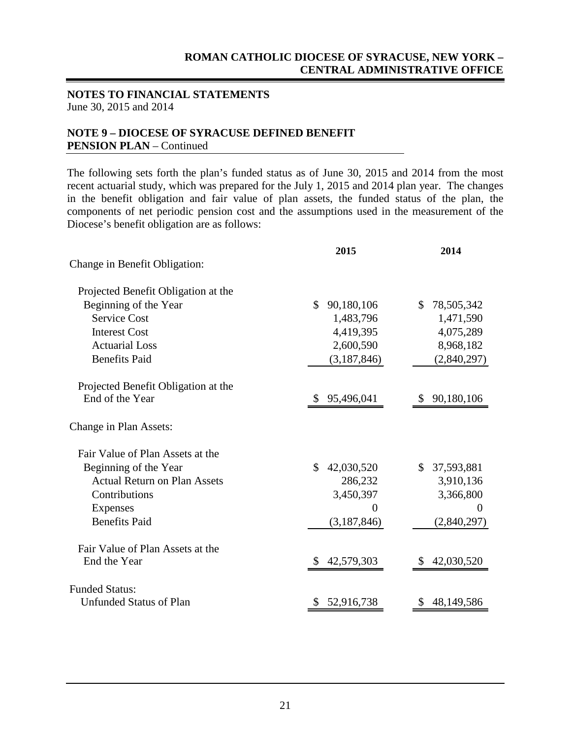**NOTES TO FINANCIAL STATEMENTS**
June 30, 2015 and 2014

## NOTE 9 – DIOCESE OF SYRACUSE DEFINED BENEFIT PENSION PLAN – Continued

The following sets forth the plan's funded status as of June 30, 2015 and 2014 from the most recent actuarial study, which was prepared for the July 1, 2015 and 2014 plan year. The changes in the benefit obligation and fair value of plan assets, the funded status of the plan, the components of net periodic pension cost and the assumptions used in the measurement of the Diocese's benefit obligation are as follows:

| | 2015 | 2014 |
|---|---|---|
| Change in Benefit Obligation: | | |
| Projected Benefit Obligation at the Beginning of the Year | $ 90,180,106 | $ 78,505,342 |
| Service Cost | 1,483,796 | 1,471,590 |
| Interest Cost | 4,419,395 | 4,075,289 |
| Actuarial Loss | 2,600,590 | 8,968,182 |
| Benefits Paid | (3,187,846) | (2,840,297) |
| Projected Benefit Obligation at the End of the Year | $ 95,496,041 | $ 90,180,106 |
| Change in Plan Assets: | | |
| Fair Value of Plan Assets at the Beginning of the Year | $ 42,030,520 | $ 37,593,881 |
| Actual Return on Plan Assets | 286,232 | 3,910,136 |
| Contributions | 3,450,397 | 3,366,800 |
| Expenses | 0 | 0 |
| Benefits Paid | (3,187,846) | (2,840,297) |
| Fair Value of Plan Assets at the End the Year | $ 42,579,303 | $ 42,030,520 |
| Funded Status: | | |
| Unfunded Status of Plan | $ 52,916,738 | $ 48,149,586 |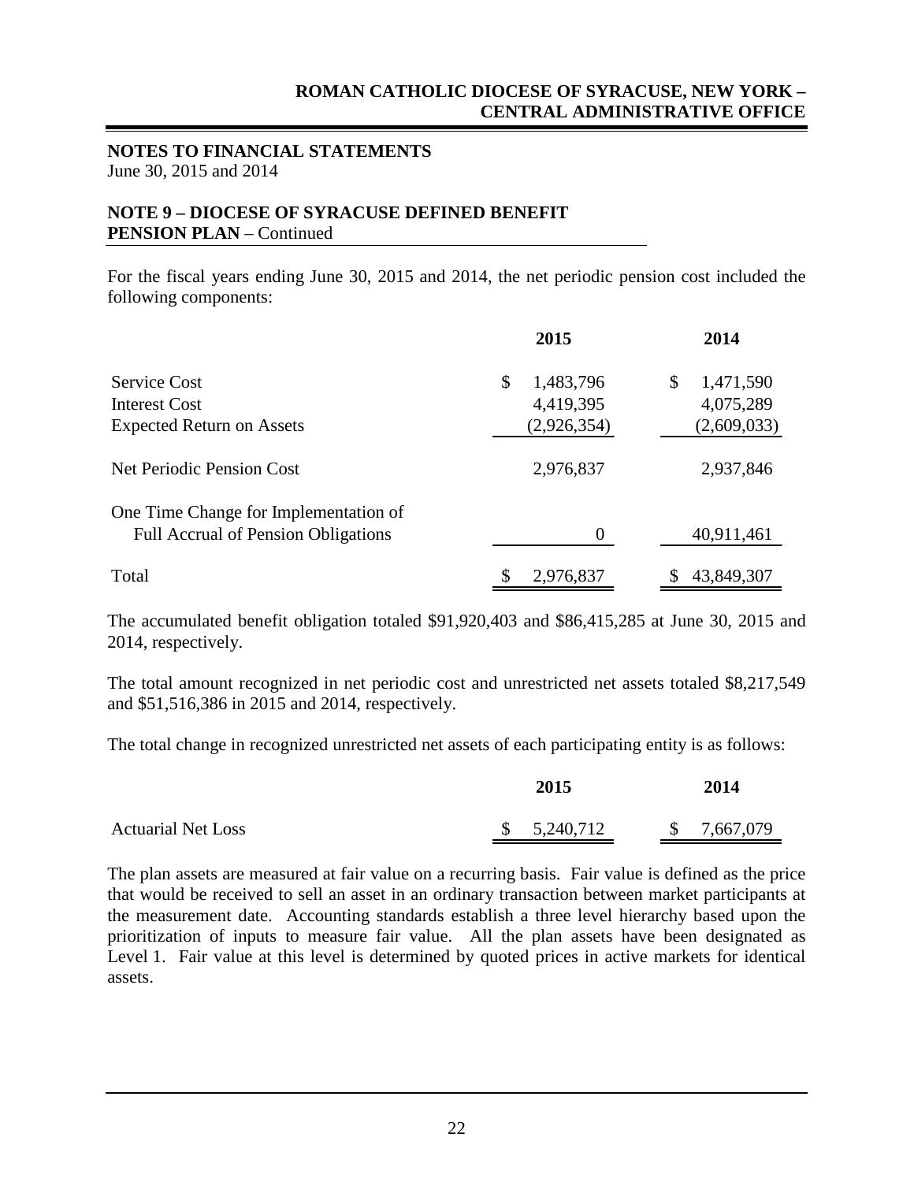**NOTES TO FINANCIAL STATEMENTS**
June 30, 2015 and 2014

**NOTE 9 – DIOCESE OF SYRACUSE DEFINED BENEFIT PENSION PLAN** – Continued

For the fiscal years ending June 30, 2015 and 2014, the net periodic pension cost included the following components:

| | 2015 | 2014 |
|---|---|---|
| Service Cost | $ 1,483,796 | $ 1,471,590 |
| Interest Cost | 4,419,395 | 4,075,289 |
| Expected Return on Assets | (2,926,354) | (2,609,033) |
| Net Periodic Pension Cost | 2,976,837 | 2,937,846 |
| One Time Change for Implementation of Full Accrual of Pension Obligations | 0 | 40,911,461 |
| Total | $ 2,976,837 | $ 43,849,307 |

The accumulated benefit obligation totaled $91,920,403 and $86,415,285 at June 30, 2015 and 2014, respectively.

The total amount recognized in net periodic cost and unrestricted net assets totaled $8,217,549 and $51,516,386 in 2015 and 2014, respectively.

The total change in recognized unrestricted net assets of each participating entity is as follows:

| | 2015 | 2014 |
|---|---|---|
| Actuarial Net Loss | $ 5,240,712 | $ 7,667,079 |

The plan assets are measured at fair value on a recurring basis. Fair value is defined as the price that would be received to sell an asset in an ordinary transaction between market participants at the measurement date. Accounting standards establish a three level hierarchy based upon the prioritization of inputs to measure fair value. All the plan assets have been designated as Level 1. Fair value at this level is determined by quoted prices in active markets for identical assets.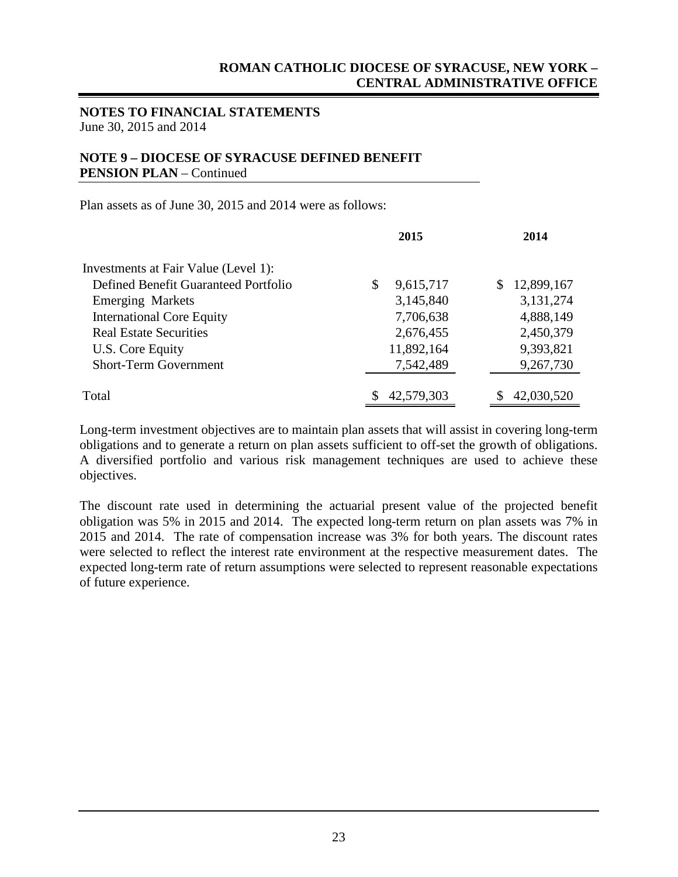**NOTES TO FINANCIAL STATEMENTS**
June 30, 2015 and 2014

## NOTE 9 – DIOCESE OF SYRACUSE DEFINED BENEFIT PENSION PLAN – Continued

Plan assets as of June 30, 2015 and 2014 were as follows:

| | 2015 | 2014 |
|---|---|---|
| Investments at Fair Value (Level 1): | | |
| Defined Benefit Guaranteed Portfolio | $ 9,615,717 | $ 12,899,167 |
| Emerging Markets | 3,145,840 | 3,131,274 |
| International Core Equity | 7,706,638 | 4,888,149 |
| Real Estate Securities | 2,676,455 | 2,450,379 |
| U.S. Core Equity | 11,892,164 | 9,393,821 |
| Short-Term Government | 7,542,489 | 9,267,730 |
| Total | $ 42,579,303 | $ 42,030,520 |

Long-term investment objectives are to maintain plan assets that will assist in covering long-term obligations and to generate a return on plan assets sufficient to off-set the growth of obligations. A diversified portfolio and various risk management techniques are used to achieve these objectives.

The discount rate used in determining the actuarial present value of the projected benefit obligation was 5% in 2015 and 2014. The expected long-term return on plan assets was 7% in 2015 and 2014. The rate of compensation increase was 3% for both years. The discount rates were selected to reflect the interest rate environment at the respective measurement dates. The expected long-term rate of return assumptions were selected to represent reasonable expectations of future experience.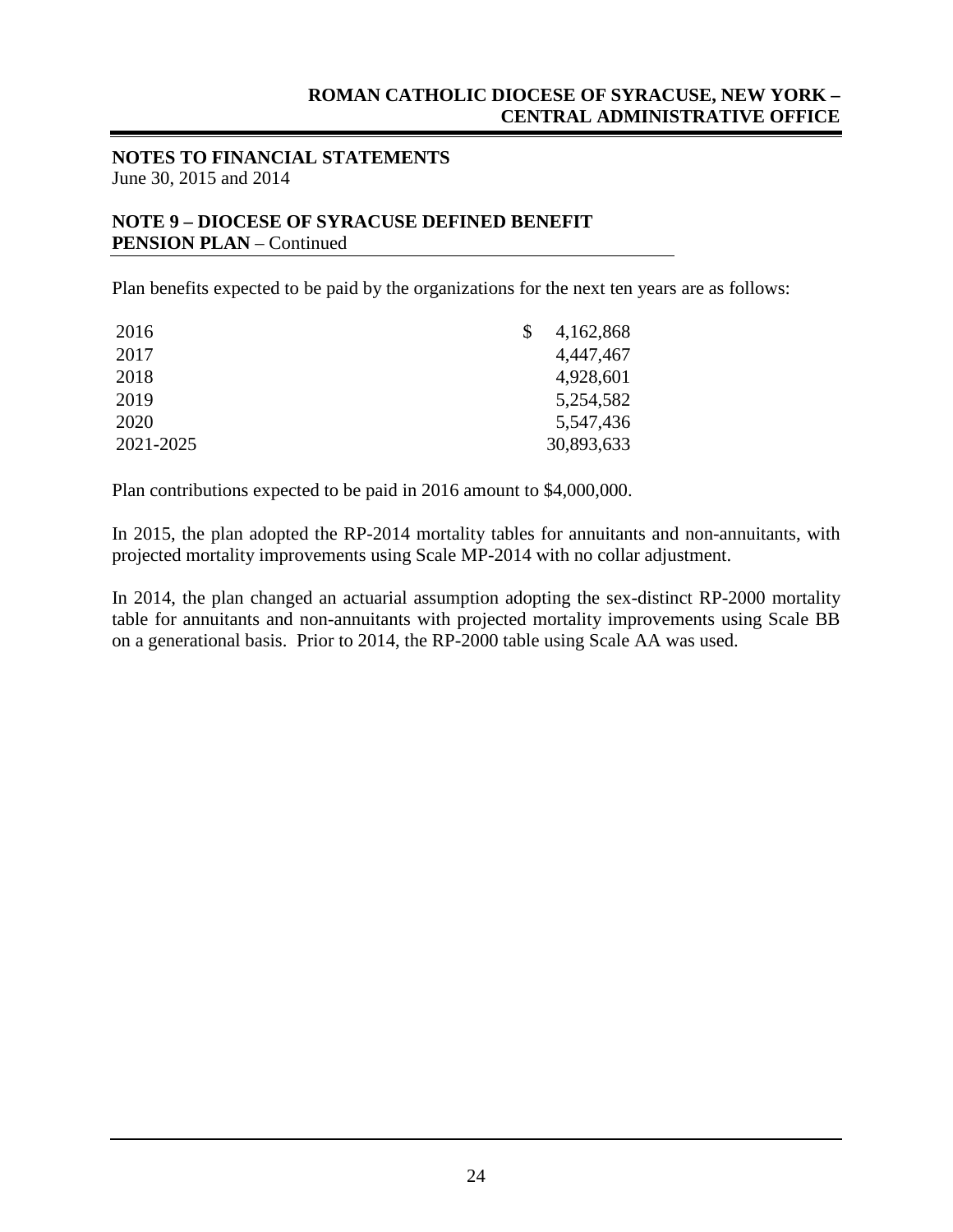## NOTES TO FINANCIAL STATEMENTS

June 30, 2015 and 2014

### NOTE 9 – DIOCESE OF SYRACUSE DEFINED BENEFIT PENSION PLAN – Continued

Plan benefits expected to be paid by the organizations for the next ten years are as follows:

| | |
|---|---|
| 2016 | $ 4,162,868 |
| 2017 | 4,447,467 |
| 2018 | 4,928,601 |
| 2019 | 5,254,582 |
| 2020 | 5,547,436 |
| 2021-2025 | 30,893,633 |

Plan contributions expected to be paid in 2016 amount to $4,000,000.

In 2015, the plan adopted the RP-2014 mortality tables for annuitants and non-annuitants, with projected mortality improvements using Scale MP-2014 with no collar adjustment.

In 2014, the plan changed an actuarial assumption adopting the sex-distinct RP-2000 mortality table for annuitants and non-annuitants with projected mortality improvements using Scale BB on a generational basis. Prior to 2014, the RP-2000 table using Scale AA was used.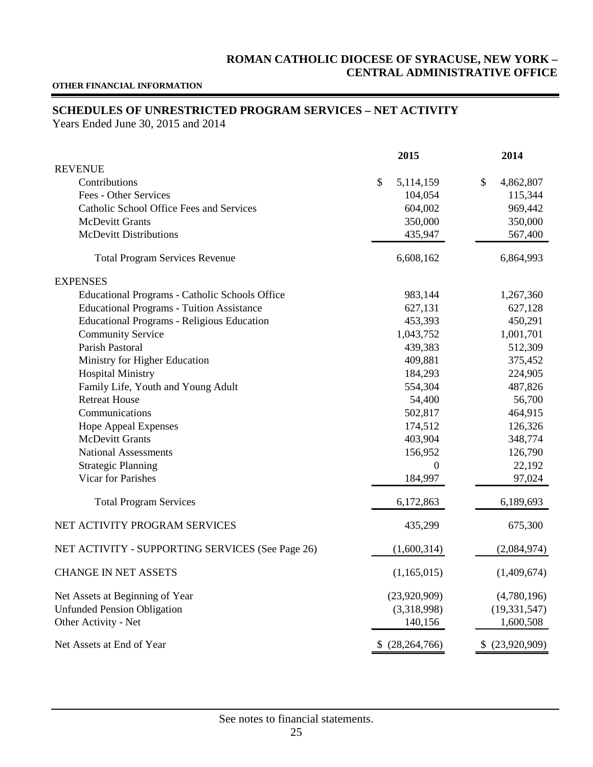# ROMAN CATHOLIC DIOCESE OF SYRACUSE, NEW YORK – CENTRAL ADMINISTRATIVE OFFICE

**OTHER FINANCIAL INFORMATION**

## SCHEDULES OF UNRESTRICTED PROGRAM SERVICES – NET ACTIVITY

Years Ended June 30, 2015 and 2014

| | 2015 | 2014 |
|---|---|---|
| REVENUE | | |
| Contributions | $ 5,114,159 | $ 4,862,807 |
| Fees - Other Services | 104,054 | 115,344 |
| Catholic School Office Fees and Services | 604,002 | 969,442 |
| McDevitt Grants | 350,000 | 350,000 |
| McDevitt Distributions | 435,947 | 567,400 |
| Total Program Services Revenue | 6,608,162 | 6,864,993 |
| EXPENSES | | |
| Educational Programs - Catholic Schools Office | 983,144 | 1,267,360 |
| Educational Programs - Tuition Assistance | 627,131 | 627,128 |
| Educational Programs - Religious Education | 453,393 | 450,291 |
| Community Service | 1,043,752 | 1,001,701 |
| Parish Pastoral | 439,383 | 512,309 |
| Ministry for Higher Education | 409,881 | 375,452 |
| Hospital Ministry | 184,293 | 224,905 |
| Family Life, Youth and Young Adult | 554,304 | 487,826 |
| Retreat House | 54,400 | 56,700 |
| Communications | 502,817 | 464,915 |
| Hope Appeal Expenses | 174,512 | 126,326 |
| McDevitt Grants | 403,904 | 348,774 |
| National Assessments | 156,952 | 126,790 |
| Strategic Planning | 0 | 22,192 |
| Vicar for Parishes | 184,997 | 97,024 |
| Total Program Services | 6,172,863 | 6,189,693 |
| NET ACTIVITY PROGRAM SERVICES | 435,299 | 675,300 |
| NET ACTIVITY - SUPPORTING SERVICES (See Page 26) | (1,600,314) | (2,084,974) |
| CHANGE IN NET ASSETS | (1,165,015) | (1,409,674) |
| Net Assets at Beginning of Year | (23,920,909) | (4,780,196) |
| Unfunded Pension Obligation | (3,318,998) | (19,331,547) |
| Other Activity - Net | 140,156 | 1,600,508 |
| Net Assets at End of Year | $ (28,264,766) | $ (23,920,909) |

See notes to financial statements.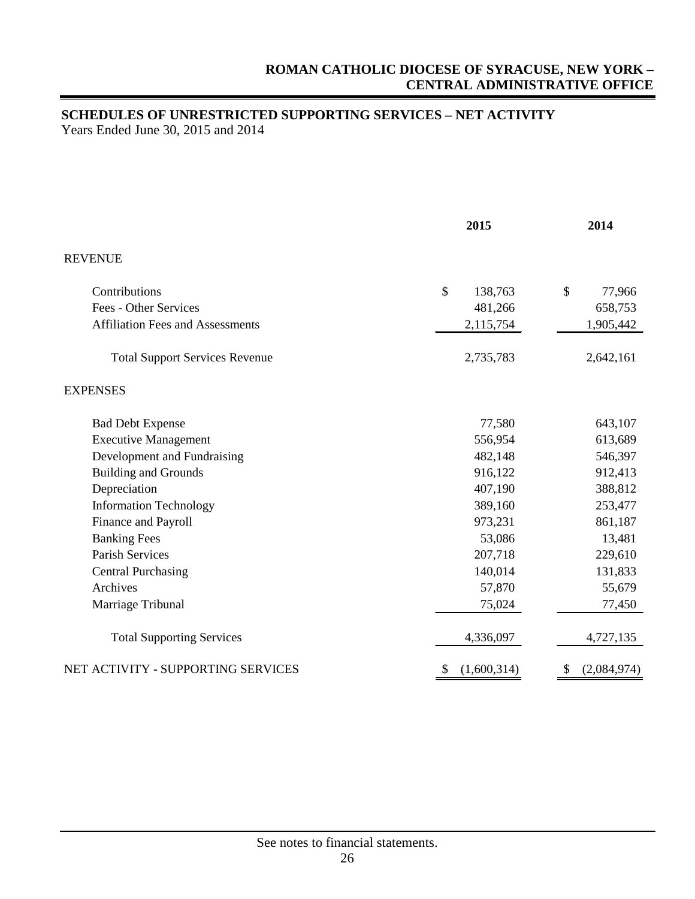**ROMAN CATHOLIC DIOCESE OF SYRACUSE, NEW YORK – CENTRAL ADMINISTRATIVE OFFICE**

## SCHEDULES OF UNRESTRICTED SUPPORTING SERVICES – NET ACTIVITY

Years Ended June 30, 2015 and 2014

| | 2015 | 2014 |
|---|---|---|
| REVENUE | | |
| Contributions | $ 138,763 | $ 77,966 |
| Fees - Other Services | 481,266 | 658,753 |
| Affiliation Fees and Assessments | 2,115,754 | 1,905,442 |
| Total Support Services Revenue | 2,735,783 | 2,642,161 |
| EXPENSES | | |
| Bad Debt Expense | 77,580 | 643,107 |
| Executive Management | 556,954 | 613,689 |
| Development and Fundraising | 482,148 | 546,397 |
| Building and Grounds | 916,122 | 912,413 |
| Depreciation | 407,190 | 388,812 |
| Information Technology | 389,160 | 253,477 |
| Finance and Payroll | 973,231 | 861,187 |
| Banking Fees | 53,086 | 13,481 |
| Parish Services | 207,718 | 229,610 |
| Central Purchasing | 140,014 | 131,833 |
| Archives | 57,870 | 55,679 |
| Marriage Tribunal | 75,024 | 77,450 |
| Total Supporting Services | 4,336,097 | 4,727,135 |
| NET ACTIVITY - SUPPORTING SERVICES | $ (1,600,314) | $ (2,084,974) |

See notes to financial statements.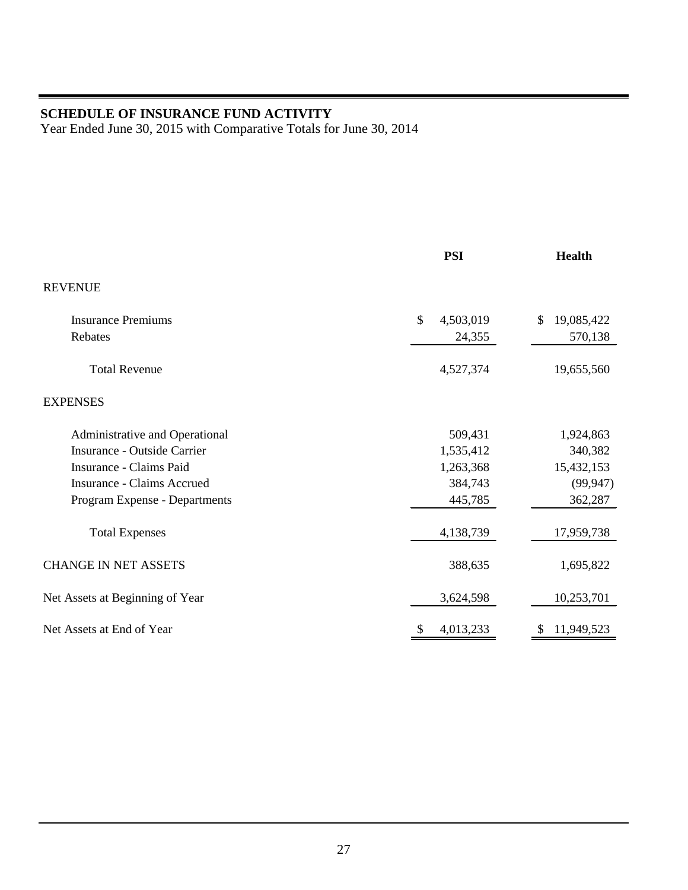## SCHEDULE OF INSURANCE FUND ACTIVITY

Year Ended June 30, 2015 with Comparative Totals for June 30, 2014

| | PSI | Health |
|---|---|---|
| REVENUE | | |
| Insurance Premiums | $ 4,503,019 | $ 19,085,422 |
| Rebates | 24,355 | 570,138 |
| Total Revenue | 4,527,374 | 19,655,560 |
| EXPENSES | | |
| Administrative and Operational | 509,431 | 1,924,863 |
| Insurance - Outside Carrier | 1,535,412 | 340,382 |
| Insurance - Claims Paid | 1,263,368 | 15,432,153 |
| Insurance - Claims Accrued | 384,743 | (99,947) |
| Program Expense - Departments | 445,785 | 362,287 |
| Total Expenses | 4,138,739 | 17,959,738 |
| CHANGE IN NET ASSETS | 388,635 | 1,695,822 |
| Net Assets at Beginning of Year | 3,624,598 | 10,253,701 |
| Net Assets at End of Year | $ 4,013,233 | $ 11,949,523 |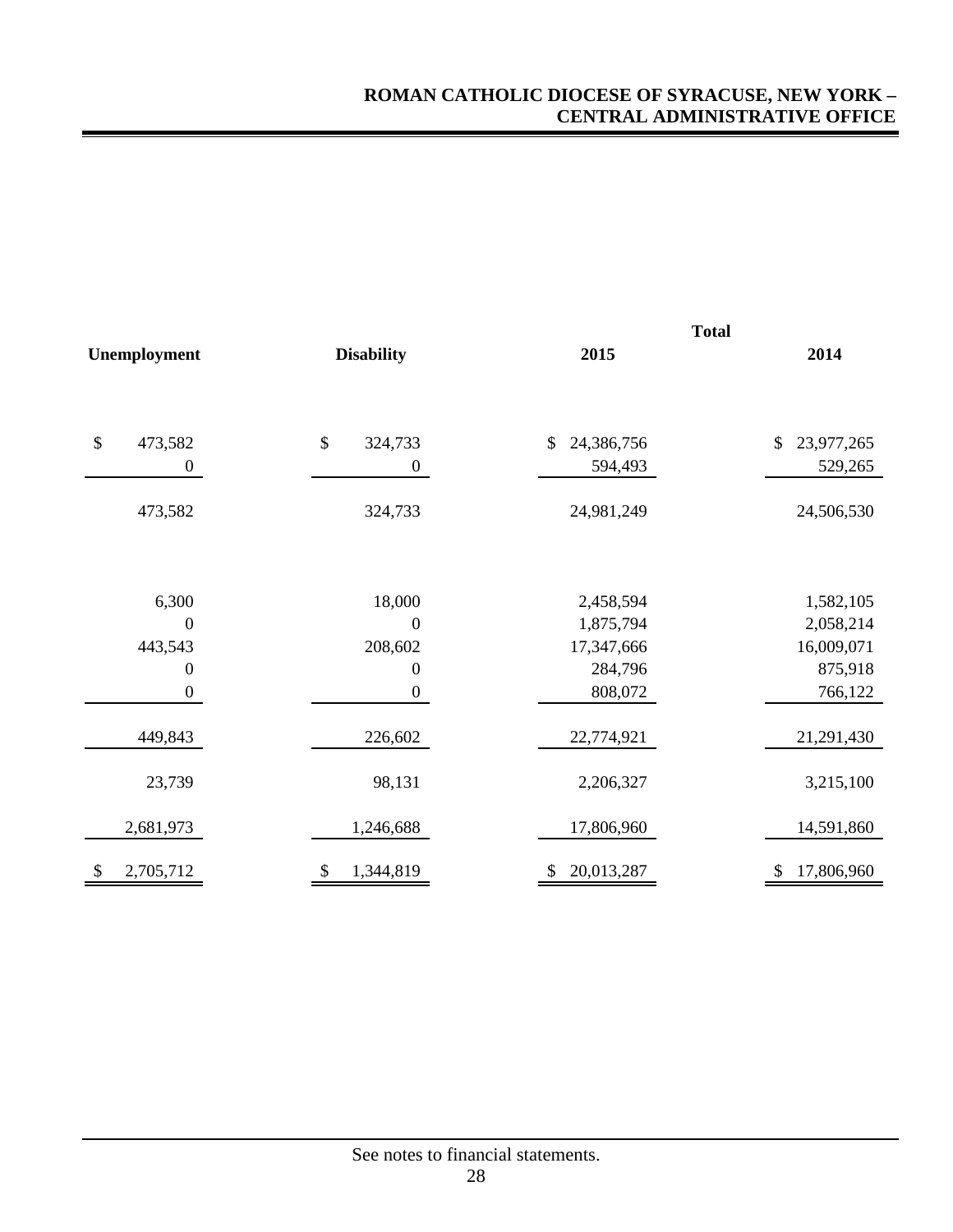| Unemployment | Disability | Total 2015 | Total 2014 |
|---|---|---|---|
| $ 473,582 | $ 324,733 | $ 24,386,756 | $ 23,977,265 |
| 0 | 0 | 594,493 | 529,265 |
| 473,582 | 324,733 | 24,981,249 | 24,506,530 |
| | | | |
| 6,300 | 18,000 | 2,458,594 | 1,582,105 |
| 0 | 0 | 1,875,794 | 2,058,214 |
| 443,543 | 208,602 | 17,347,666 | 16,009,071 |
| 0 | 0 | 284,796 | 875,918 |
| 0 | 0 | 808,072 | 766,122 |
| 449,843 | 226,602 | 22,774,921 | 21,291,430 |
| 23,739 | 98,131 | 2,206,327 | 3,215,100 |
| 2,681,973 | 1,246,688 | 17,806,960 | 14,591,860 |
| $ 2,705,712 | $ 1,344,819 | $ 20,013,287 | $ 17,806,960 |

See notes to financial statements.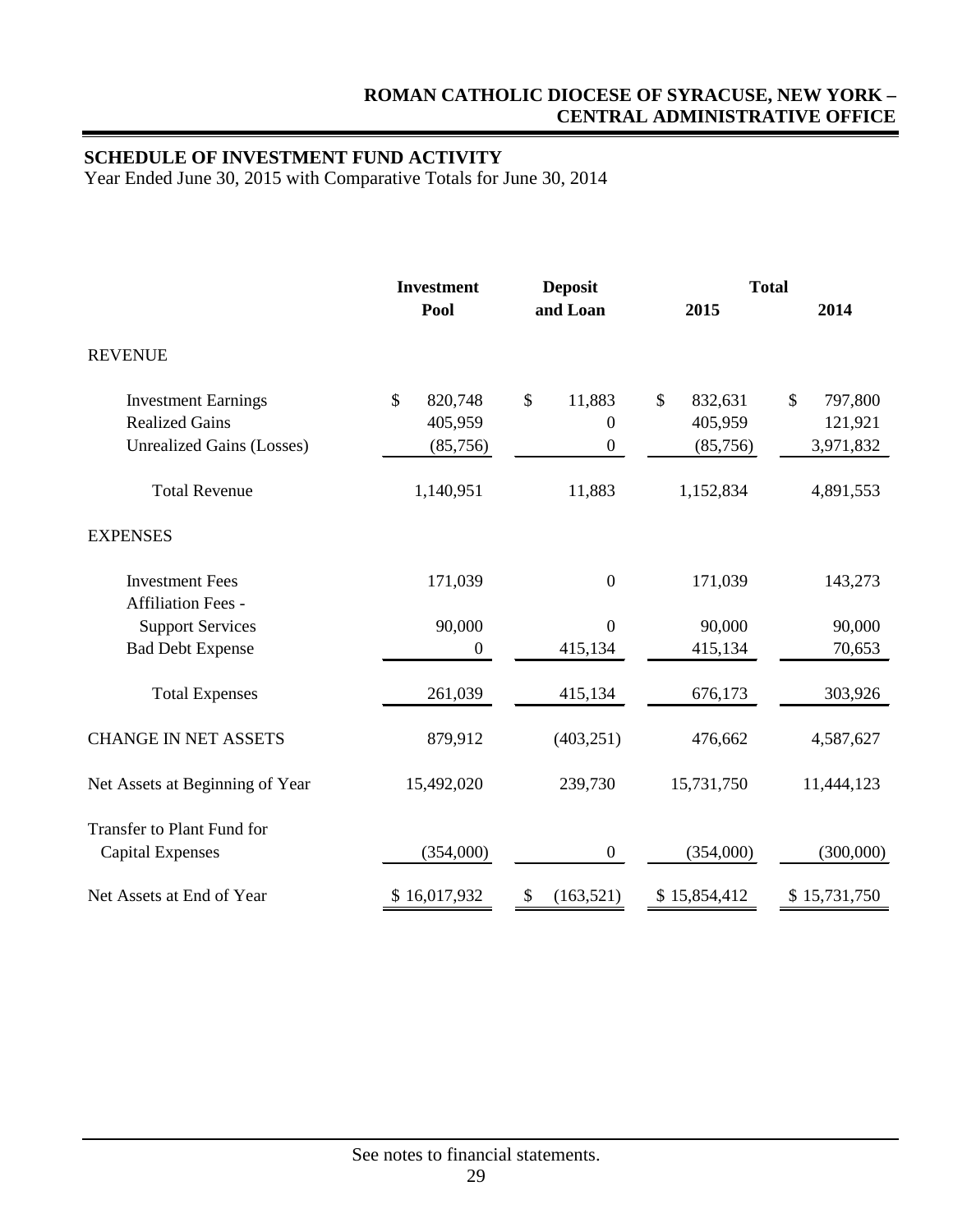**ROMAN CATHOLIC DIOCESE OF SYRACUSE, NEW YORK – CENTRAL ADMINISTRATIVE OFFICE**

## SCHEDULE OF INVESTMENT FUND ACTIVITY

Year Ended June 30, 2015 with Comparative Totals for June 30, 2014

| | Investment Pool | Deposit and Loan | Total 2015 | Total 2014 |
|---|---|---|---|---|
| REVENUE | | | | |
| Investment Earnings | $ 820,748 | $ 11,883 | $ 832,631 | $ 797,800 |
| Realized Gains | 405,959 | 0 | 405,959 | 121,921 |
| Unrealized Gains (Losses) | (85,756) | 0 | (85,756) | 3,971,832 |
| Total Revenue | 1,140,951 | 11,883 | 1,152,834 | 4,891,553 |
| EXPENSES | | | | |
| Investment Fees | 171,039 | 0 | 171,039 | 143,273 |
| Affiliation Fees - Support Services | 90,000 | 0 | 90,000 | 90,000 |
| Bad Debt Expense | 0 | 415,134 | 415,134 | 70,653 |
| Total Expenses | 261,039 | 415,134 | 676,173 | 303,926 |
| CHANGE IN NET ASSETS | 879,912 | (403,251) | 476,662 | 4,587,627 |
| Net Assets at Beginning of Year | 15,492,020 | 239,730 | 15,731,750 | 11,444,123 |
| Transfer to Plant Fund for Capital Expenses | (354,000) | 0 | (354,000) | (300,000) |
| Net Assets at End of Year | $ 16,017,932 | $ (163,521) | $ 15,854,412 | $ 15,731,750 |

See notes to financial statements.